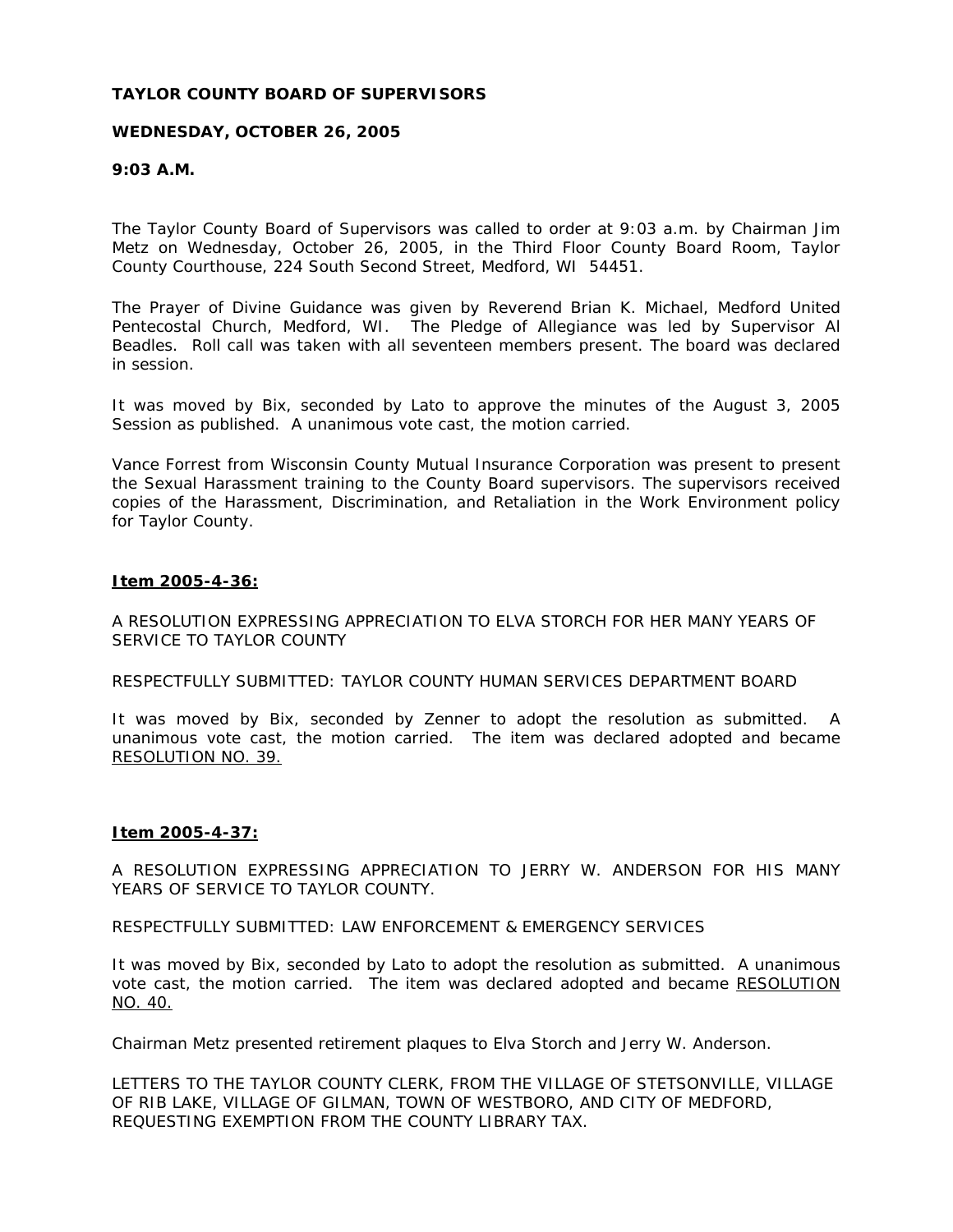**TAYLOR COUNTY BOARD OF SUPERVISORS**

**WEDNESDAY, OCTOBER 26, 2005**

**9:03 A.M.**

The Taylor County Board of Supervisors was called to order at 9:03 a.m. by Chairman Jim Metz on Wednesday, October 26, 2005, in the Third Floor County Board Room, Taylor County Courthouse, 224 South Second Street, Medford, WI 54451.

The Prayer of Divine Guidance was given by Reverend Brian K. Michael, Medford United Pentecostal Church, Medford, WI. The Pledge of Allegiance was led by Supervisor Al Beadles. Roll call was taken with all seventeen members present. The board was declared in session.

It was moved by Bix, seconded by Lato to approve the minutes of the August 3, 2005 Session as published. A unanimous vote cast, the motion carried.

Vance Forrest from Wisconsin County Mutual Insurance Corporation was present to present the Sexual Harassment training to the County Board supervisors. The supervisors received copies of the Harassment, Discrimination, and Retaliation in the Work Environment policy for Taylor County.

**Item 2005-4-36:**

A RESOLUTION EXPRESSING APPRECIATION TO ELVA STORCH FOR HER MANY YEARS OF SERVICE TO TAYLOR COUNTY

RESPECTFULLY SUBMITTED: TAYLOR COUNTY HUMAN SERVICES DEPARTMENT BOARD

It was moved by Bix, seconded by Zenner to adopt the resolution as submitted. A unanimous vote cast, the motion carried. The item was declared adopted and became RESOLUTION NO. 39.

**Item 2005-4-37:**

A RESOLUTION EXPRESSING APPRECIATION TO JERRY W. ANDERSON FOR HIS MANY YEARS OF SERVICE TO TAYLOR COUNTY.

RESPECTFULLY SUBMITTED: LAW ENFORCEMENT & EMERGENCY SERVICES

It was moved by Bix, seconded by Lato to adopt the resolution as submitted. A unanimous vote cast, the motion carried. The item was declared adopted and became RESOLUTION NO. 40.

Chairman Metz presented retirement plaques to Elva Storch and Jerry W. Anderson.

LETTERS TO THE TAYLOR COUNTY CLERK, FROM THE VILLAGE OF STETSONVILLE, VILLAGE OF RIB LAKE, VILLAGE OF GILMAN, TOWN OF WESTBORO, AND CITY OF MEDFORD, REQUESTING EXEMPTION FROM THE COUNTY LIBRARY TAX.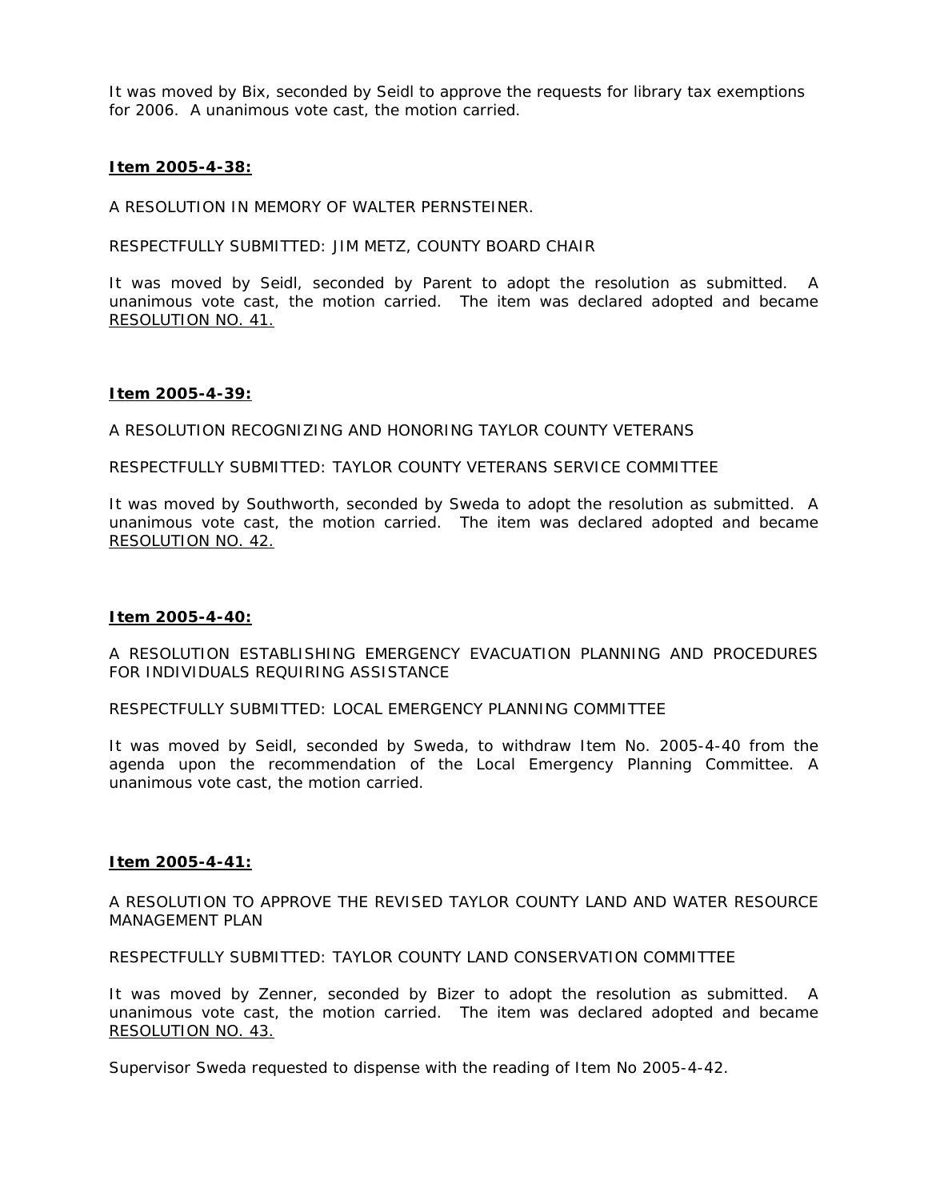It was moved by Bix, seconded by Seidl to approve the requests for library tax exemptions for 2006. A unanimous vote cast, the motion carried.

**Item 2005-4-38:**

A RESOLUTION IN MEMORY OF WALTER PERNSTEINER.

RESPECTFULLY SUBMITTED: JIM METZ, COUNTY BOARD CHAIR

It was moved by Seidl, seconded by Parent to adopt the resolution as submitted. A unanimous vote cast, the motion carried. The item was declared adopted and became RESOLUTION NO. 41.

**Item 2005-4-39:**

A RESOLUTION RECOGNIZING AND HONORING TAYLOR COUNTY VETERANS

RESPECTFULLY SUBMITTED: TAYLOR COUNTY VETERANS SERVICE COMMITTEE

It was moved by Southworth, seconded by Sweda to adopt the resolution as submitted. A unanimous vote cast, the motion carried. The item was declared adopted and became RESOLUTION NO. 42.

**Item 2005-4-40:**

A RESOLUTION ESTABLISHING EMERGENCY EVACUATION PLANNING AND PROCEDURES FOR INDIVIDUALS REQUIRING ASSISTANCE

RESPECTFULLY SUBMITTED: LOCAL EMERGENCY PLANNING COMMITTEE

It was moved by Seidl, seconded by Sweda, to withdraw Item No. 2005-4-40 from the agenda upon the recommendation of the Local Emergency Planning Committee. A unanimous vote cast, the motion carried.

**Item 2005-4-41:**

A RESOLUTION TO APPROVE THE REVISED TAYLOR COUNTY LAND AND WATER RESOURCE MANAGEMENT PLAN

RESPECTFULLY SUBMITTED: TAYLOR COUNTY LAND CONSERVATION COMMITTEE

It was moved by Zenner, seconded by Bizer to adopt the resolution as submitted. A unanimous vote cast, the motion carried. The item was declared adopted and became RESOLUTION NO. 43.

Supervisor Sweda requested to dispense with the reading of Item No 2005-4-42.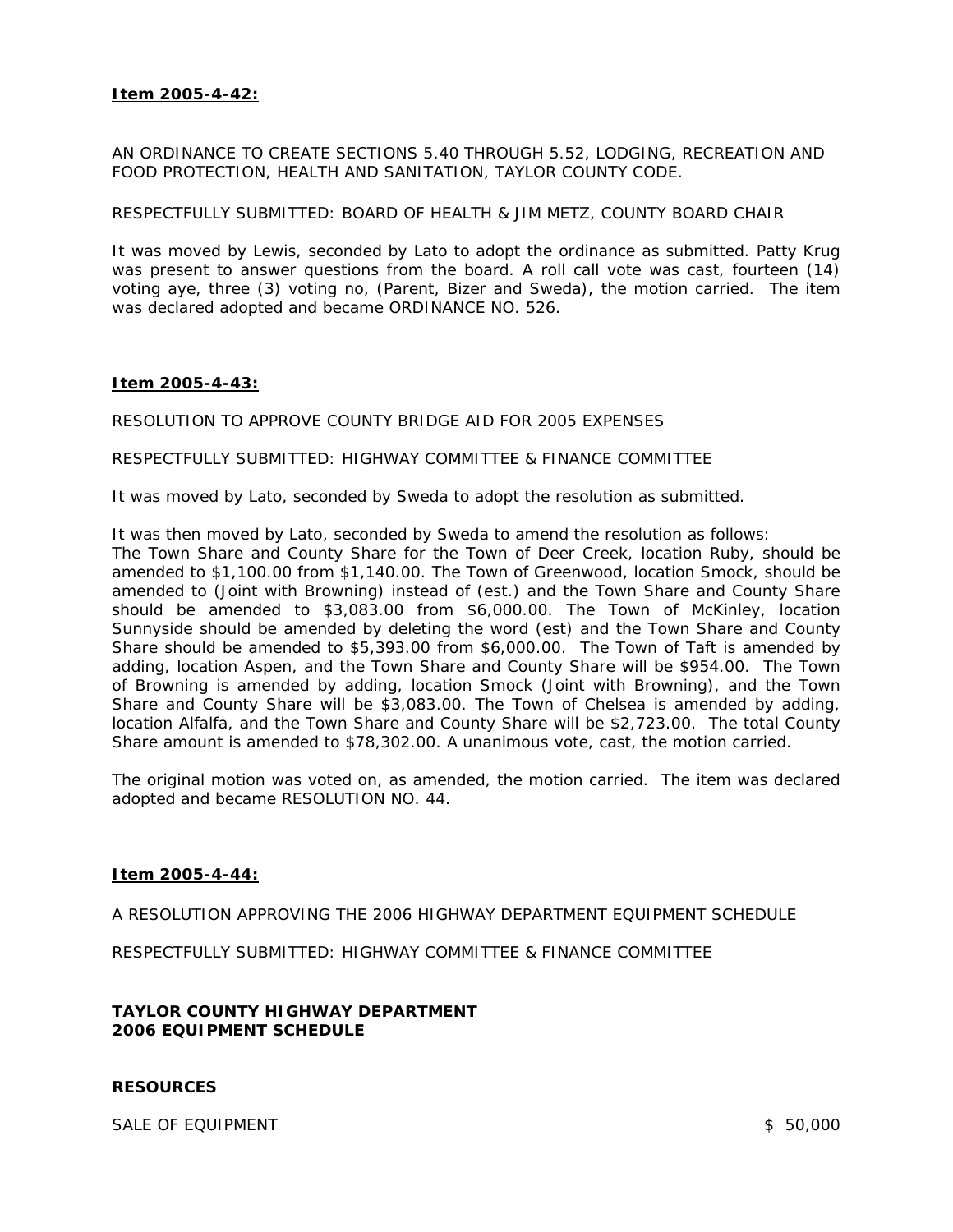**Item 2005-4-42:**

AN ORDINANCE TO CREATE SECTIONS 5.40 THROUGH 5.52, LODGING, RECREATION AND FOOD PROTECTION, HEALTH AND SANITATION, TAYLOR COUNTY CODE.

RESPECTFULLY SUBMITTED: BOARD OF HEALTH & JIM METZ, COUNTY BOARD CHAIR

It was moved by Lewis, seconded by Lato to adopt the ordinance as submitted. Patty Krug was present to answer questions from the board. A roll call vote was cast, fourteen (14) voting aye, three (3) voting no, (Parent, Bizer and Sweda), the motion carried. The item was declared adopted and became ORDINANCE NO. 526.

**Item 2005-4-43:**

RESOLUTION TO APPROVE COUNTY BRIDGE AID FOR 2005 EXPENSES

RESPECTFULLY SUBMITTED: HIGHWAY COMMITTEE & FINANCE COMMITTEE

It was moved by Lato, seconded by Sweda to adopt the resolution as submitted.

It was then moved by Lato, seconded by Sweda to amend the resolution as follows:
The Town Share and County Share for the Town of Deer Creek, location Ruby, should be amended to $1,100.00 from $1,140.00. The Town of Greenwood, location Smock, should be amended to (Joint with Browning) instead of (est.) and the Town Share and County Share should be amended to $3,083.00 from $6,000.00. The Town of McKinley, location Sunnyside should be amended by deleting the word (est) and the Town Share and County Share should be amended to $5,393.00 from $6,000.00. The Town of Taft is amended by adding, location Aspen, and the Town Share and County Share will be $954.00. The Town of Browning is amended by adding, location Smock (Joint with Browning), and the Town Share and County Share will be $3,083.00. The Town of Chelsea is amended by adding, location Alfalfa, and the Town Share and County Share will be $2,723.00. The total County Share amount is amended to $78,302.00. A unanimous vote, cast, the motion carried.

The original motion was voted on, as amended, the motion carried. The item was declared adopted and became RESOLUTION NO. 44.

**Item 2005-4-44:**

A RESOLUTION APPROVING THE 2006 HIGHWAY DEPARTMENT EQUIPMENT SCHEDULE

RESPECTFULLY SUBMITTED: HIGHWAY COMMITTEE & FINANCE COMMITTEE

**TAYLOR COUNTY HIGHWAY DEPARTMENT**
**2006 EQUIPMENT SCHEDULE**

**RESOURCES**

SALE OF EQUIPMENT $ 50,000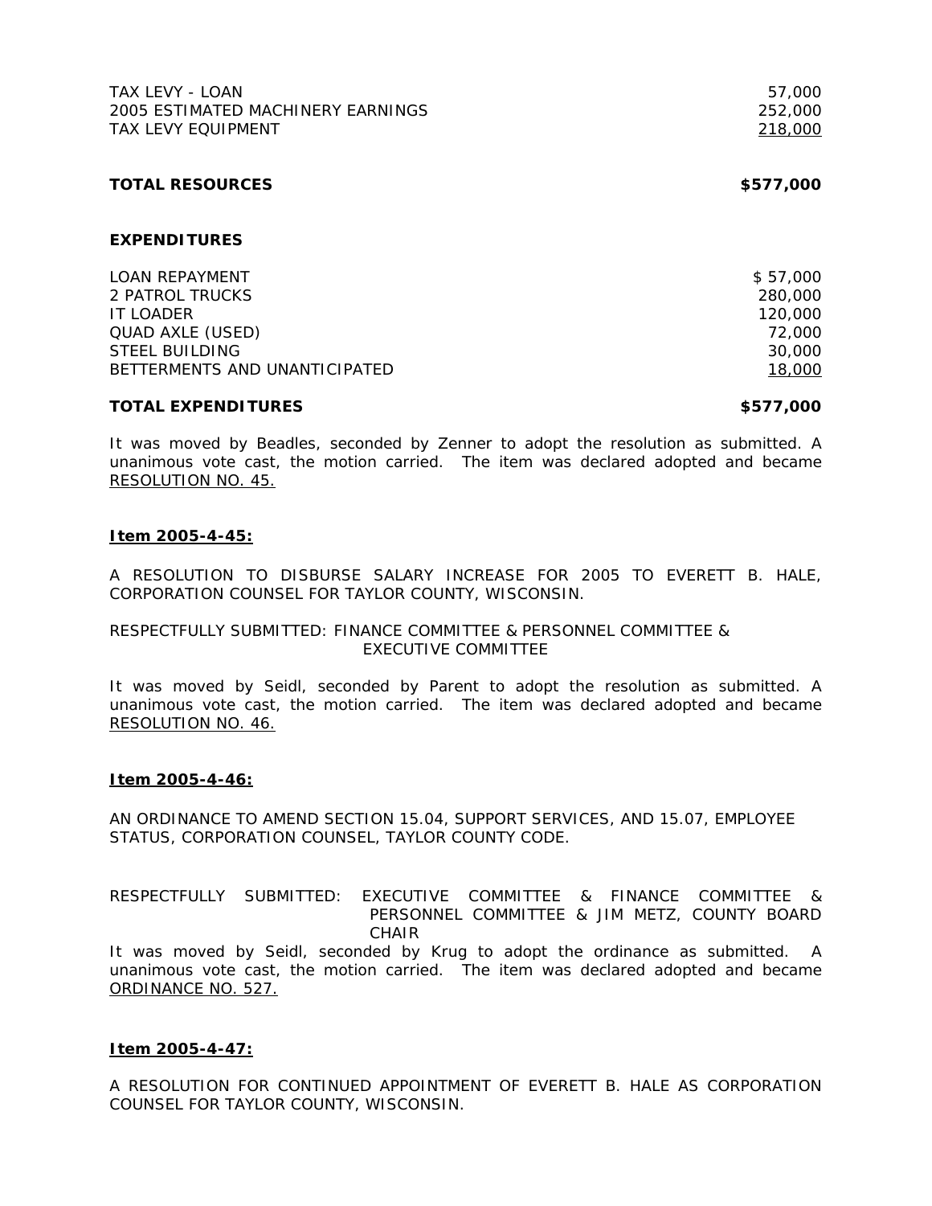| | |
|---|---|
| TAX LEVY - LOAN | 57,000 |
| 2005 ESTIMATED MACHINERY EARNINGS | 252,000 |
| TAX LEVY EQUIPMENT | 218,000 |
| **TOTAL RESOURCES** | **$577,000** |

**EXPENDITURES**

| | |
|---|---|
| LOAN REPAYMENT | $ 57,000 |
| 2 PATROL TRUCKS | 280,000 |
| IT LOADER | 120,000 |
| QUAD AXLE (USED) | 72,000 |
| STEEL BUILDING | 30,000 |
| BETTERMENTS AND UNANTICIPATED | 18,000 |
| **TOTAL EXPENDITURES** | **$577,000** |

It was moved by Beadles, seconded by Zenner to adopt the resolution as submitted. A unanimous vote cast, the motion carried. The item was declared adopted and became RESOLUTION NO. 45.

**Item 2005-4-45:**

A RESOLUTION TO DISBURSE SALARY INCREASE FOR 2005 TO EVERETT B. HALE, CORPORATION COUNSEL FOR TAYLOR COUNTY, WISCONSIN.

RESPECTFULLY SUBMITTED: FINANCE COMMITTEE & PERSONNEL COMMITTEE & EXECUTIVE COMMITTEE

It was moved by Seidl, seconded by Parent to adopt the resolution as submitted. A unanimous vote cast, the motion carried. The item was declared adopted and became RESOLUTION NO. 46.

**Item 2005-4-46:**

AN ORDINANCE TO AMEND SECTION 15.04, SUPPORT SERVICES, AND 15.07, EMPLOYEE STATUS, CORPORATION COUNSEL, TAYLOR COUNTY CODE.

RESPECTFULLY SUBMITTED: EXECUTIVE COMMITTEE & FINANCE COMMITTEE & PERSONNEL COMMITTEE & JIM METZ, COUNTY BOARD CHAIR

It was moved by Seidl, seconded by Krug to adopt the ordinance as submitted. A unanimous vote cast, the motion carried. The item was declared adopted and became ORDINANCE NO. 527.

**Item 2005-4-47:**

A RESOLUTION FOR CONTINUED APPOINTMENT OF EVERETT B. HALE AS CORPORATION COUNSEL FOR TAYLOR COUNTY, WISCONSIN.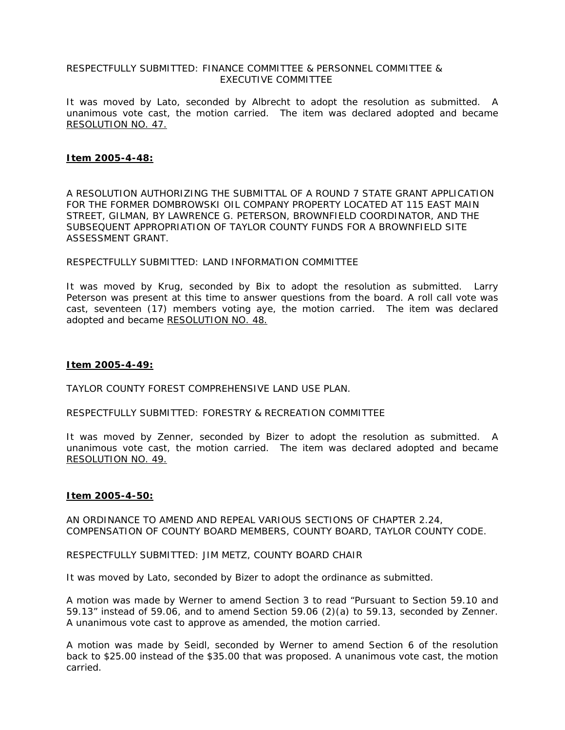RESPECTFULLY SUBMITTED: FINANCE COMMITTEE & PERSONNEL COMMITTEE & EXECUTIVE COMMITTEE

It was moved by Lato, seconded by Albrecht to adopt the resolution as submitted. A unanimous vote cast, the motion carried. The item was declared adopted and became RESOLUTION NO. 47.

**Item 2005-4-48:**

A RESOLUTION AUTHORIZING THE SUBMITTAL OF A ROUND 7 STATE GRANT APPLICATION FOR THE FORMER DOMBROWSKI OIL COMPANY PROPERTY LOCATED AT 115 EAST MAIN STREET, GILMAN, BY LAWRENCE G. PETERSON, BROWNFIELD COORDINATOR, AND THE SUBSEQUENT APPROPRIATION OF TAYLOR COUNTY FUNDS FOR A BROWNFIELD SITE ASSESSMENT GRANT.

RESPECTFULLY SUBMITTED: LAND INFORMATION COMMITTEE

It was moved by Krug, seconded by Bix to adopt the resolution as submitted. Larry Peterson was present at this time to answer questions from the board. A roll call vote was cast, seventeen (17) members voting aye, the motion carried. The item was declared adopted and became RESOLUTION NO. 48.

**Item 2005-4-49:**

TAYLOR COUNTY FOREST COMPREHENSIVE LAND USE PLAN.

RESPECTFULLY SUBMITTED: FORESTRY & RECREATION COMMITTEE

It was moved by Zenner, seconded by Bizer to adopt the resolution as submitted. A unanimous vote cast, the motion carried. The item was declared adopted and became RESOLUTION NO. 49.

**Item 2005-4-50:**

AN ORDINANCE TO AMEND AND REPEAL VARIOUS SECTIONS OF CHAPTER 2.24, COMPENSATION OF COUNTY BOARD MEMBERS, COUNTY BOARD, TAYLOR COUNTY CODE.

RESPECTFULLY SUBMITTED: JIM METZ, COUNTY BOARD CHAIR

It was moved by Lato, seconded by Bizer to adopt the ordinance as submitted.

A motion was made by Werner to amend Section 3 to read "Pursuant to Section 59.10 and 59.13" instead of 59.06, and to amend Section 59.06 (2)(a) to 59.13, seconded by Zenner. A unanimous vote cast to approve as amended, the motion carried.

A motion was made by Seidl, seconded by Werner to amend Section 6 of the resolution back to $25.00 instead of the $35.00 that was proposed. A unanimous vote cast, the motion carried.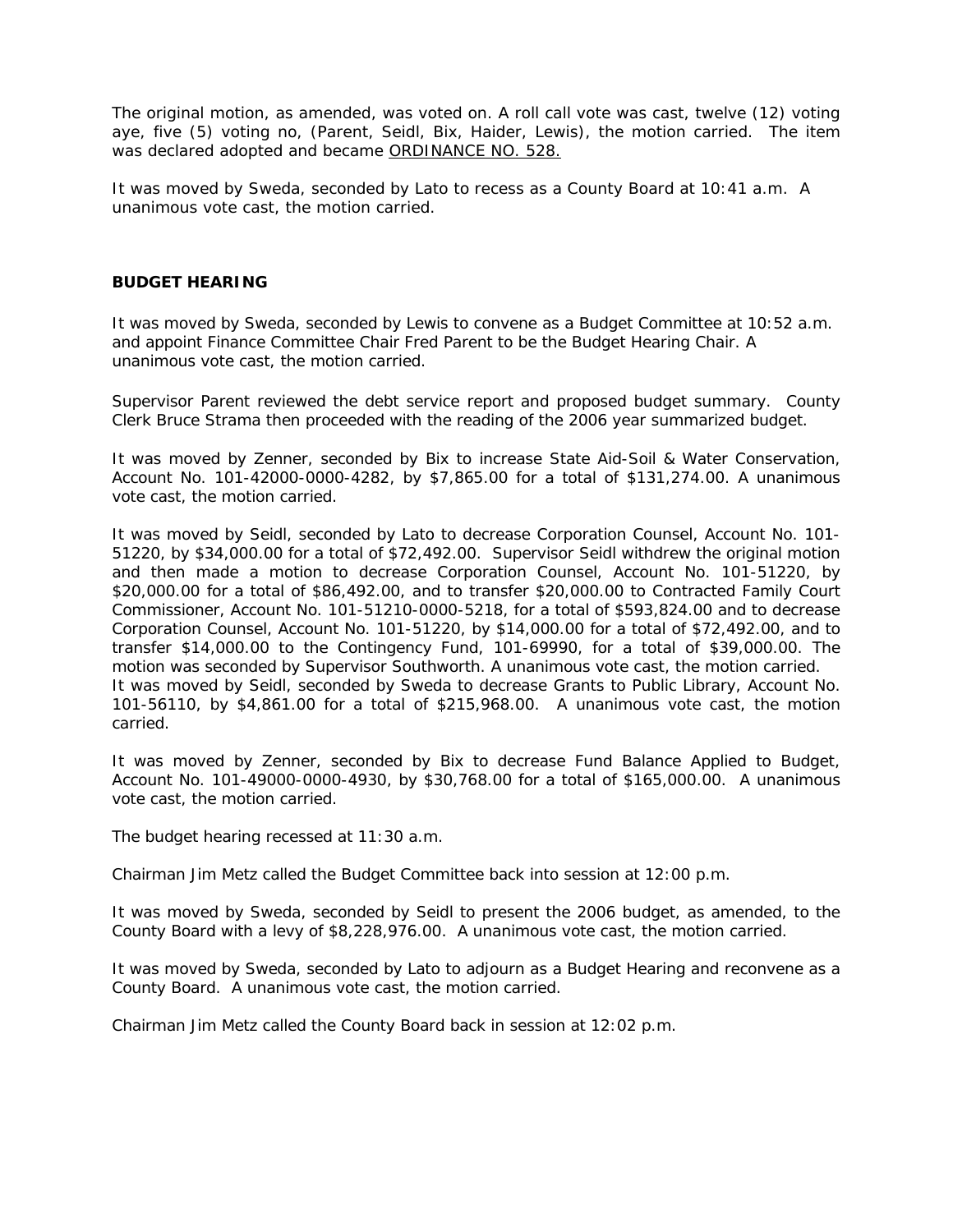The original motion, as amended, was voted on. A roll call vote was cast, twelve (12) voting aye, five (5) voting no, (Parent, Seidl, Bix, Haider, Lewis), the motion carried. The item was declared adopted and became ORDINANCE NO. 528.

It was moved by Sweda, seconded by Lato to recess as a County Board at 10:41 a.m. A unanimous vote cast, the motion carried.

**BUDGET HEARING**

It was moved by Sweda, seconded by Lewis to convene as a Budget Committee at 10:52 a.m. and appoint Finance Committee Chair Fred Parent to be the Budget Hearing Chair. A unanimous vote cast, the motion carried.

Supervisor Parent reviewed the debt service report and proposed budget summary. County Clerk Bruce Strama then proceeded with the reading of the 2006 year summarized budget.

It was moved by Zenner, seconded by Bix to increase State Aid-Soil & Water Conservation, Account No. 101-42000-0000-4282, by $7,865.00 for a total of $131,274.00. A unanimous vote cast, the motion carried.

It was moved by Seidl, seconded by Lato to decrease Corporation Counsel, Account No. 101-51220, by $34,000.00 for a total of $72,492.00. Supervisor Seidl withdrew the original motion and then made a motion to decrease Corporation Counsel, Account No. 101-51220, by $20,000.00 for a total of $86,492.00, and to transfer $20,000.00 to Contracted Family Court Commissioner, Account No. 101-51210-0000-5218, for a total of $593,824.00 and to decrease Corporation Counsel, Account No. 101-51220, by $14,000.00 for a total of $72,492.00, and to transfer $14,000.00 to the Contingency Fund, 101-69990, for a total of $39,000.00. The motion was seconded by Supervisor Southworth. A unanimous vote cast, the motion carried.
It was moved by Seidl, seconded by Sweda to decrease Grants to Public Library, Account No. 101-56110, by $4,861.00 for a total of $215,968.00. A unanimous vote cast, the motion carried.

It was moved by Zenner, seconded by Bix to decrease Fund Balance Applied to Budget, Account No. 101-49000-0000-4930, by $30,768.00 for a total of $165,000.00. A unanimous vote cast, the motion carried.

The budget hearing recessed at 11:30 a.m.

Chairman Jim Metz called the Budget Committee back into session at 12:00 p.m.

It was moved by Sweda, seconded by Seidl to present the 2006 budget, as amended, to the County Board with a levy of $8,228,976.00. A unanimous vote cast, the motion carried.

It was moved by Sweda, seconded by Lato to adjourn as a Budget Hearing and reconvene as a County Board. A unanimous vote cast, the motion carried.

Chairman Jim Metz called the County Board back in session at 12:02 p.m.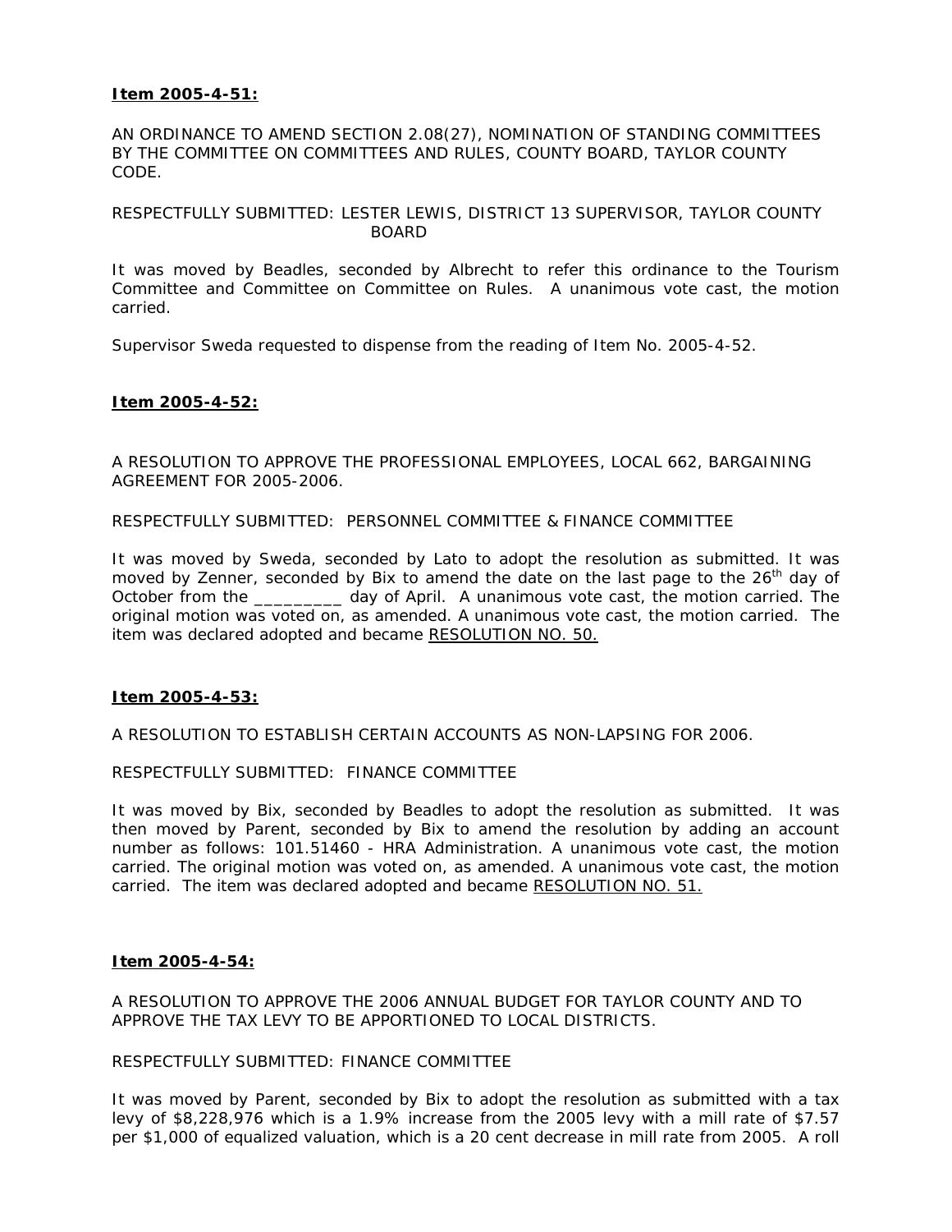**Item 2005-4-51:**

AN ORDINANCE TO AMEND SECTION 2.08(27), NOMINATION OF STANDING COMMITTEES BY THE COMMITTEE ON COMMITTEES AND RULES, COUNTY BOARD, TAYLOR COUNTY CODE.

RESPECTFULLY SUBMITTED: LESTER LEWIS, DISTRICT 13 SUPERVISOR, TAYLOR COUNTY BOARD

It was moved by Beadles, seconded by Albrecht to refer this ordinance to the Tourism Committee and Committee on Committee on Rules. A unanimous vote cast, the motion carried.

Supervisor Sweda requested to dispense from the reading of Item No. 2005-4-52.

**Item 2005-4-52:**

A RESOLUTION TO APPROVE THE PROFESSIONAL EMPLOYEES, LOCAL 662, BARGAINING AGREEMENT FOR 2005-2006.

RESPECTFULLY SUBMITTED: PERSONNEL COMMITTEE & FINANCE COMMITTEE

It was moved by Sweda, seconded by Lato to adopt the resolution as submitted. It was moved by Zenner, seconded by Bix to amend the date on the last page to the 26th day of October from the _________ day of April. A unanimous vote cast, the motion carried. The original motion was voted on, as amended. A unanimous vote cast, the motion carried. The item was declared adopted and became RESOLUTION NO. 50.

**Item 2005-4-53:**

A RESOLUTION TO ESTABLISH CERTAIN ACCOUNTS AS NON-LAPSING FOR 2006.

RESPECTFULLY SUBMITTED: FINANCE COMMITTEE

It was moved by Bix, seconded by Beadles to adopt the resolution as submitted. It was then moved by Parent, seconded by Bix to amend the resolution by adding an account number as follows: 101.51460 - HRA Administration. A unanimous vote cast, the motion carried. The original motion was voted on, as amended. A unanimous vote cast, the motion carried. The item was declared adopted and became RESOLUTION NO. 51.

**Item 2005-4-54:**

A RESOLUTION TO APPROVE THE 2006 ANNUAL BUDGET FOR TAYLOR COUNTY AND TO APPROVE THE TAX LEVY TO BE APPORTIONED TO LOCAL DISTRICTS.

RESPECTFULLY SUBMITTED: FINANCE COMMITTEE

It was moved by Parent, seconded by Bix to adopt the resolution as submitted with a tax levy of $8,228,976 which is a 1.9% increase from the 2005 levy with a mill rate of $7.57 per $1,000 of equalized valuation, which is a 20 cent decrease in mill rate from 2005. A roll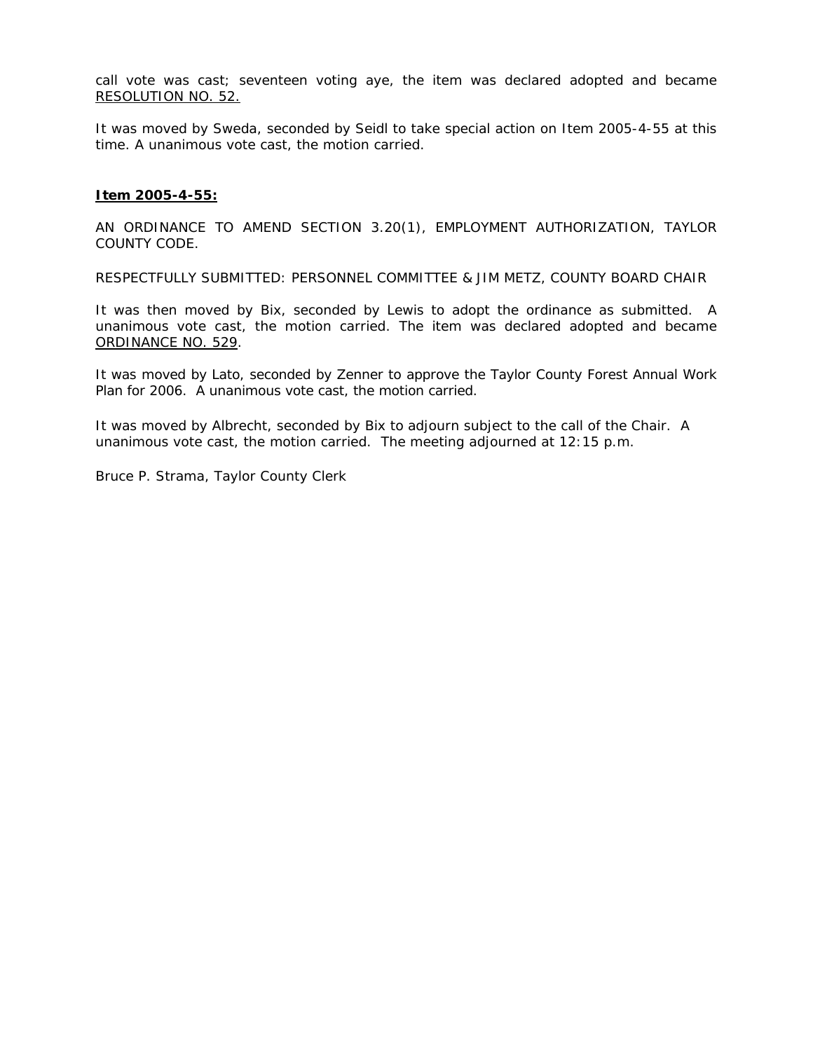call vote was cast; seventeen voting aye, the item was declared adopted and became RESOLUTION NO. 52.

It was moved by Sweda, seconded by Seidl to take special action on Item 2005-4-55 at this time. A unanimous vote cast, the motion carried.

**Item 2005-4-55:**

AN ORDINANCE TO AMEND SECTION 3.20(1), EMPLOYMENT AUTHORIZATION, TAYLOR COUNTY CODE.

RESPECTFULLY SUBMITTED: PERSONNEL COMMITTEE & JIM METZ, COUNTY BOARD CHAIR

It was then moved by Bix, seconded by Lewis to adopt the ordinance as submitted. A unanimous vote cast, the motion carried. The item was declared adopted and became ORDINANCE NO. 529.

It was moved by Lato, seconded by Zenner to approve the Taylor County Forest Annual Work Plan for 2006. A unanimous vote cast, the motion carried.

It was moved by Albrecht, seconded by Bix to adjourn subject to the call of the Chair. A unanimous vote cast, the motion carried. The meeting adjourned at 12:15 p.m.

Bruce P. Strama, Taylor County Clerk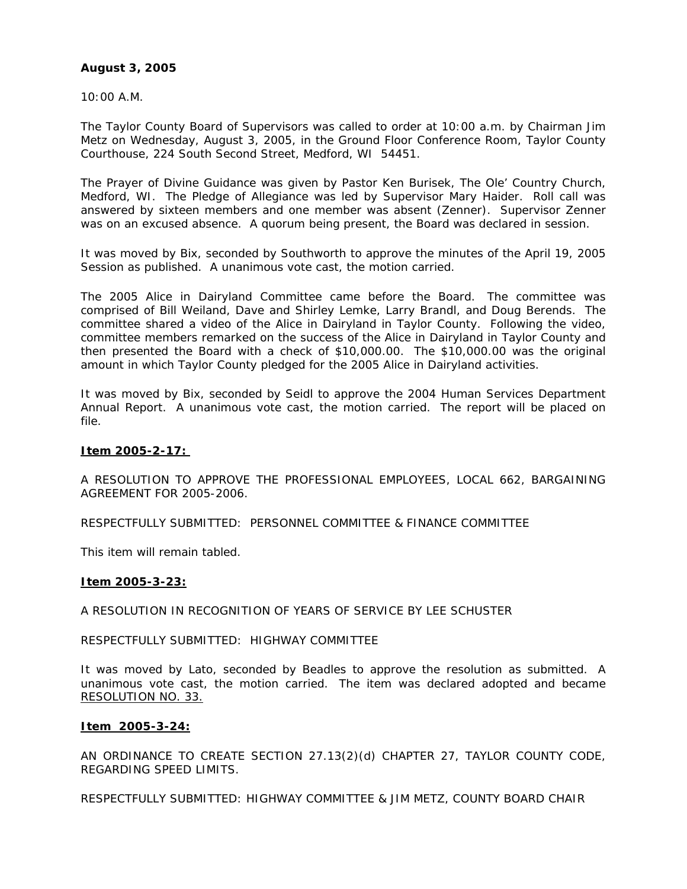**August 3, 2005**

10:00 A.M.

The Taylor County Board of Supervisors was called to order at 10:00 a.m. by Chairman Jim Metz on Wednesday, August 3, 2005, in the Ground Floor Conference Room, Taylor County Courthouse, 224 South Second Street, Medford, WI 54451.

The Prayer of Divine Guidance was given by Pastor Ken Burisek, The Ole' Country Church, Medford, WI. The Pledge of Allegiance was led by Supervisor Mary Haider. Roll call was answered by sixteen members and one member was absent (Zenner). Supervisor Zenner was on an excused absence. A quorum being present, the Board was declared in session.

It was moved by Bix, seconded by Southworth to approve the minutes of the April 19, 2005 Session as published. A unanimous vote cast, the motion carried.

The 2005 Alice in Dairyland Committee came before the Board. The committee was comprised of Bill Weiland, Dave and Shirley Lemke, Larry Brandl, and Doug Berends. The committee shared a video of the Alice in Dairyland in Taylor County. Following the video, committee members remarked on the success of the Alice in Dairyland in Taylor County and then presented the Board with a check of $10,000.00. The $10,000.00 was the original amount in which Taylor County pledged for the 2005 Alice in Dairyland activities.

It was moved by Bix, seconded by Seidl to approve the 2004 Human Services Department Annual Report. A unanimous vote cast, the motion carried. The report will be placed on file.

**Item 2005-2-17:**

A RESOLUTION TO APPROVE THE PROFESSIONAL EMPLOYEES, LOCAL 662, BARGAINING AGREEMENT FOR 2005-2006.

RESPECTFULLY SUBMITTED: PERSONNEL COMMITTEE & FINANCE COMMITTEE

This item will remain tabled.

**Item 2005-3-23:**

A RESOLUTION IN RECOGNITION OF YEARS OF SERVICE BY LEE SCHUSTER

RESPECTFULLY SUBMITTED: HIGHWAY COMMITTEE

It was moved by Lato, seconded by Beadles to approve the resolution as submitted. A unanimous vote cast, the motion carried. The item was declared adopted and became RESOLUTION NO. 33.

**Item 2005-3-24:**

AN ORDINANCE TO CREATE SECTION 27.13(2)(d) CHAPTER 27, TAYLOR COUNTY CODE, REGARDING SPEED LIMITS.

RESPECTFULLY SUBMITTED: HIGHWAY COMMITTEE & JIM METZ, COUNTY BOARD CHAIR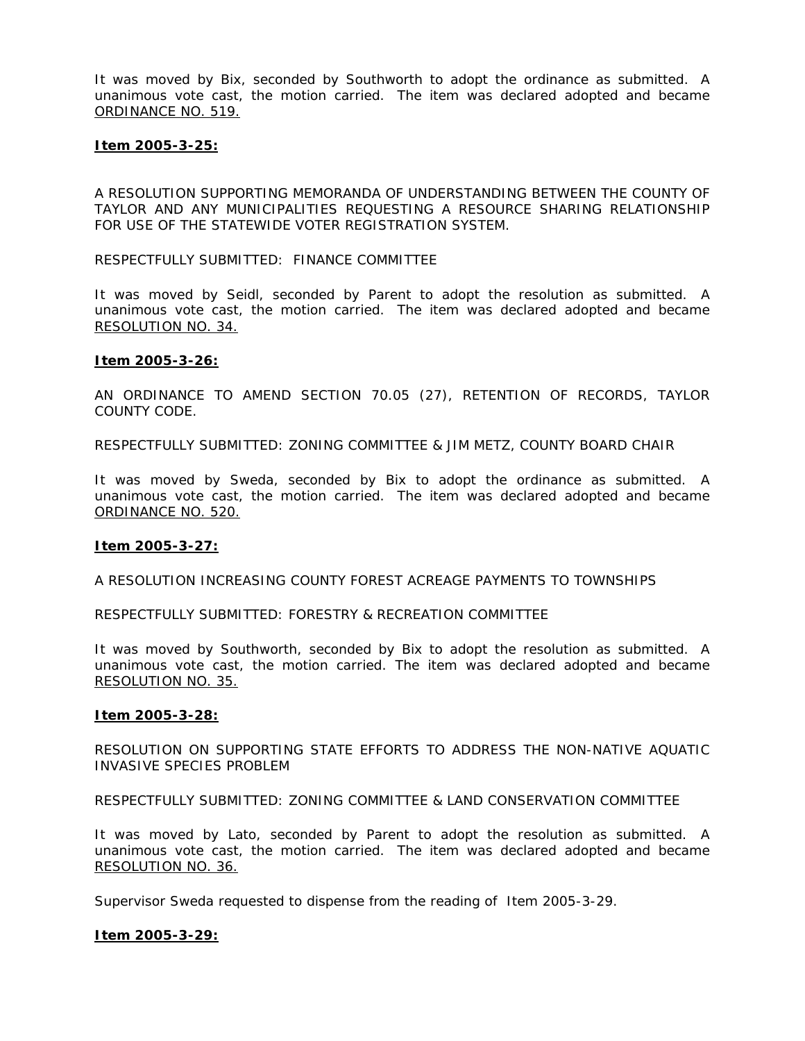It was moved by Bix, seconded by Southworth to adopt the ordinance as submitted. A unanimous vote cast, the motion carried. The item was declared adopted and became ORDINANCE NO. 519.

**Item 2005-3-25:**

A RESOLUTION SUPPORTING MEMORANDA OF UNDERSTANDING BETWEEN THE COUNTY OF TAYLOR AND ANY MUNICIPALITIES REQUESTING A RESOURCE SHARING RELATIONSHIP FOR USE OF THE STATEWIDE VOTER REGISTRATION SYSTEM.

RESPECTFULLY SUBMITTED: FINANCE COMMITTEE

It was moved by Seidl, seconded by Parent to adopt the resolution as submitted. A unanimous vote cast, the motion carried. The item was declared adopted and became RESOLUTION NO. 34.

**Item 2005-3-26:**

AN ORDINANCE TO AMEND SECTION 70.05 (27), RETENTION OF RECORDS, TAYLOR COUNTY CODE.

RESPECTFULLY SUBMITTED: ZONING COMMITTEE & JIM METZ, COUNTY BOARD CHAIR

It was moved by Sweda, seconded by Bix to adopt the ordinance as submitted. A unanimous vote cast, the motion carried. The item was declared adopted and became ORDINANCE NO. 520.

**Item 2005-3-27:**

A RESOLUTION INCREASING COUNTY FOREST ACREAGE PAYMENTS TO TOWNSHIPS

RESPECTFULLY SUBMITTED: FORESTRY & RECREATION COMMITTEE

It was moved by Southworth, seconded by Bix to adopt the resolution as submitted. A unanimous vote cast, the motion carried. The item was declared adopted and became RESOLUTION NO. 35.

**Item 2005-3-28:**

RESOLUTION ON SUPPORTING STATE EFFORTS TO ADDRESS THE NON-NATIVE AQUATIC INVASIVE SPECIES PROBLEM

RESPECTFULLY SUBMITTED: ZONING COMMITTEE & LAND CONSERVATION COMMITTEE

It was moved by Lato, seconded by Parent to adopt the resolution as submitted. A unanimous vote cast, the motion carried. The item was declared adopted and became RESOLUTION NO. 36.

Supervisor Sweda requested to dispense from the reading of Item 2005-3-29.

**Item 2005-3-29:**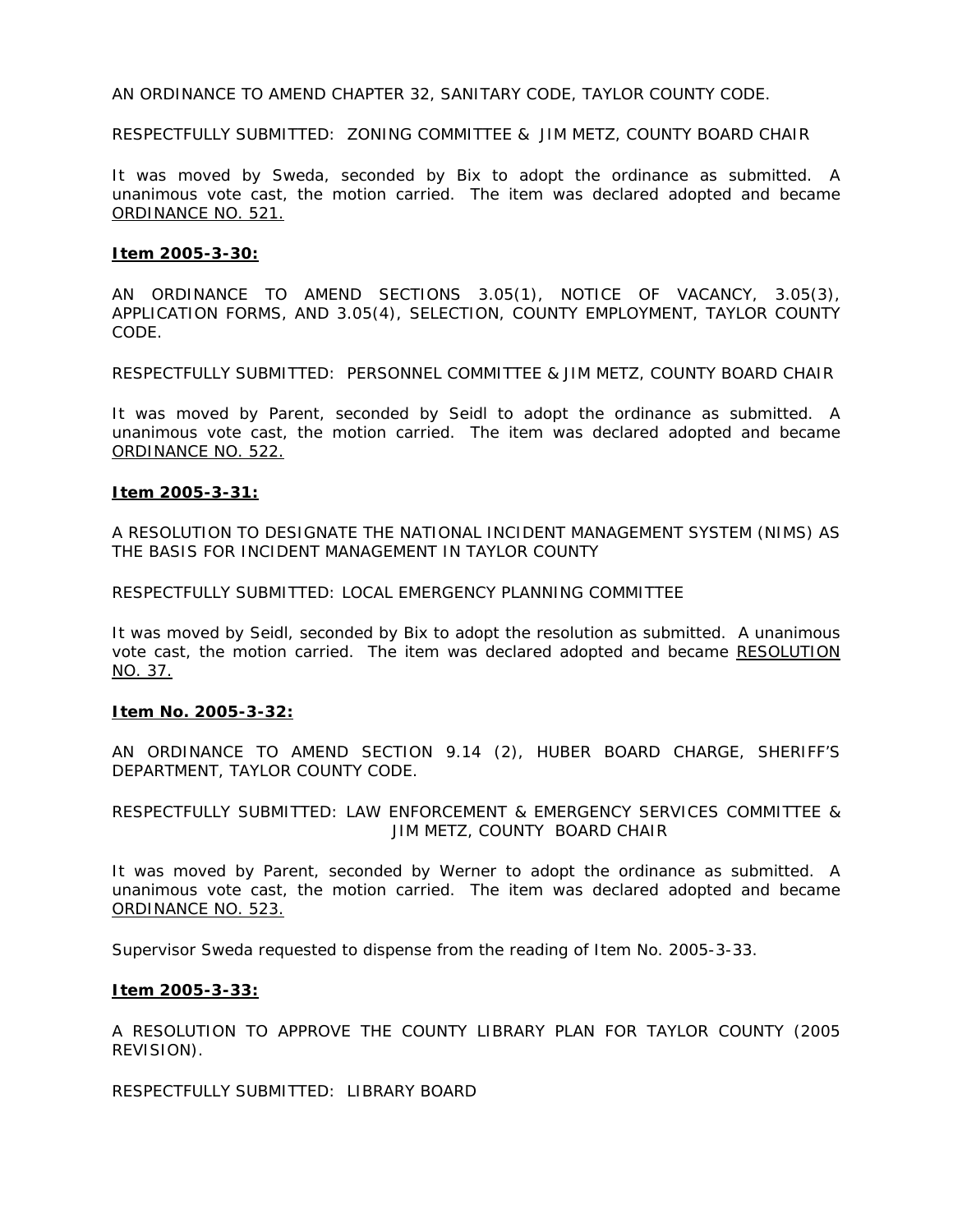AN ORDINANCE TO AMEND CHAPTER 32, SANITARY CODE, TAYLOR COUNTY CODE.

RESPECTFULLY SUBMITTED: ZONING COMMITTEE & JIM METZ, COUNTY BOARD CHAIR

It was moved by Sweda, seconded by Bix to adopt the ordinance as submitted. A unanimous vote cast, the motion carried. The item was declared adopted and became <u>ORDINANCE NO. 521.</u>

**<u>Item 2005-3-30:</u>**

AN ORDINANCE TO AMEND SECTIONS 3.05(1), NOTICE OF VACANCY, 3.05(3), APPLICATION FORMS, AND 3.05(4), SELECTION, COUNTY EMPLOYMENT, TAYLOR COUNTY CODE.

RESPECTFULLY SUBMITTED: PERSONNEL COMMITTEE & JIM METZ, COUNTY BOARD CHAIR

It was moved by Parent, seconded by Seidl to adopt the ordinance as submitted. A unanimous vote cast, the motion carried. The item was declared adopted and became <u>ORDINANCE NO. 522.</u>

**<u>Item 2005-3-31:</u>**

A RESOLUTION TO DESIGNATE THE NATIONAL INCIDENT MANAGEMENT SYSTEM (NIMS) AS THE BASIS FOR INCIDENT MANAGEMENT IN TAYLOR COUNTY

RESPECTFULLY SUBMITTED: LOCAL EMERGENCY PLANNING COMMITTEE

It was moved by Seidl, seconded by Bix to adopt the resolution as submitted. A unanimous vote cast, the motion carried. The item was declared adopted and became <u>RESOLUTION NO. 37.</u>

**<u>Item No. 2005-3-32:</u>**

AN ORDINANCE TO AMEND SECTION 9.14 (2), HUBER BOARD CHARGE, SHERIFF'S DEPARTMENT, TAYLOR COUNTY CODE.

RESPECTFULLY SUBMITTED: LAW ENFORCEMENT & EMERGENCY SERVICES COMMITTEE & JIM METZ, COUNTY BOARD CHAIR

It was moved by Parent, seconded by Werner to adopt the ordinance as submitted. A unanimous vote cast, the motion carried. The item was declared adopted and became <u>ORDINANCE NO. 523.</u>

Supervisor Sweda requested to dispense from the reading of Item No. 2005-3-33.

**<u>Item 2005-3-33:</u>**

A RESOLUTION TO APPROVE THE COUNTY LIBRARY PLAN FOR TAYLOR COUNTY (2005 REVISION).

RESPECTFULLY SUBMITTED: LIBRARY BOARD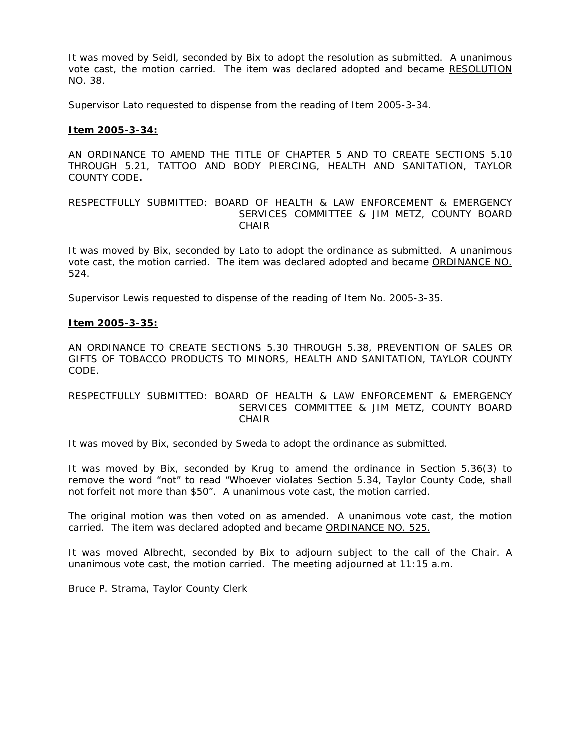It was moved by Seidl, seconded by Bix to adopt the resolution as submitted. A unanimous vote cast, the motion carried. The item was declared adopted and became RESOLUTION NO. 38.

Supervisor Lato requested to dispense from the reading of Item 2005-3-34.

**Item 2005-3-34:**

AN ORDINANCE TO AMEND THE TITLE OF CHAPTER 5 AND TO CREATE SECTIONS 5.10 THROUGH 5.21, TATTOO AND BODY PIERCING, HEALTH AND SANITATION, TAYLOR COUNTY CODE**.**

RESPECTFULLY SUBMITTED: BOARD OF HEALTH & LAW ENFORCEMENT & EMERGENCY SERVICES COMMITTEE & JIM METZ, COUNTY BOARD CHAIR

It was moved by Bix, seconded by Lato to adopt the ordinance as submitted. A unanimous vote cast, the motion carried. The item was declared adopted and became ORDINANCE NO. 524.

Supervisor Lewis requested to dispense of the reading of Item No. 2005-3-35.

**Item 2005-3-35:**

AN ORDINANCE TO CREATE SECTIONS 5.30 THROUGH 5.38, PREVENTION OF SALES OR GIFTS OF TOBACCO PRODUCTS TO MINORS, HEALTH AND SANITATION, TAYLOR COUNTY CODE.

RESPECTFULLY SUBMITTED: BOARD OF HEALTH & LAW ENFORCEMENT & EMERGENCY SERVICES COMMITTEE & JIM METZ, COUNTY BOARD CHAIR

It was moved by Bix, seconded by Sweda to adopt the ordinance as submitted.

It was moved by Bix, seconded by Krug to amend the ordinance in Section 5.36(3) to remove the word "not" to read "Whoever violates Section 5.34, Taylor County Code, shall not forfeit ~~not~~ more than $50". A unanimous vote cast, the motion carried.

The original motion was then voted on as amended. A unanimous vote cast, the motion carried. The item was declared adopted and became ORDINANCE NO. 525.

It was moved Albrecht, seconded by Bix to adjourn subject to the call of the Chair. A unanimous vote cast, the motion carried. The meeting adjourned at 11:15 a.m.

Bruce P. Strama, Taylor County Clerk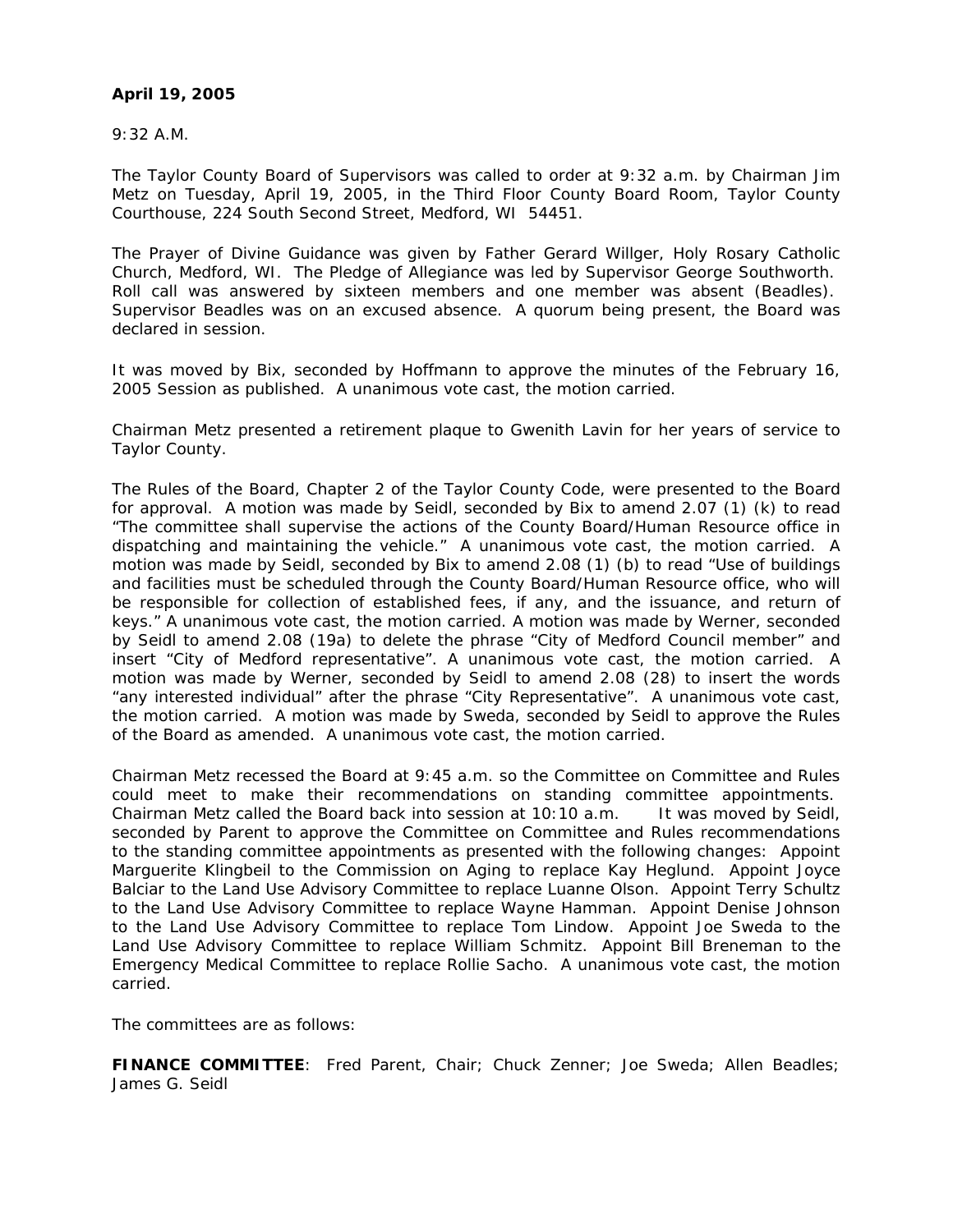**April 19, 2005**

9:32 A.M.

The Taylor County Board of Supervisors was called to order at 9:32 a.m. by Chairman Jim Metz on Tuesday, April 19, 2005, in the Third Floor County Board Room, Taylor County Courthouse, 224 South Second Street, Medford, WI 54451.

The Prayer of Divine Guidance was given by Father Gerard Willger, Holy Rosary Catholic Church, Medford, WI. The Pledge of Allegiance was led by Supervisor George Southworth. Roll call was answered by sixteen members and one member was absent (Beadles). Supervisor Beadles was on an excused absence. A quorum being present, the Board was declared in session.

It was moved by Bix, seconded by Hoffmann to approve the minutes of the February 16, 2005 Session as published. A unanimous vote cast, the motion carried.

Chairman Metz presented a retirement plaque to Gwenith Lavin for her years of service to Taylor County.

The Rules of the Board, Chapter 2 of the Taylor County Code, were presented to the Board for approval. A motion was made by Seidl, seconded by Bix to amend 2.07 (1) (k) to read "The committee shall supervise the actions of the County Board/Human Resource office in dispatching and maintaining the vehicle." A unanimous vote cast, the motion carried. A motion was made by Seidl, seconded by Bix to amend 2.08 (1) (b) to read "Use of buildings and facilities must be scheduled through the County Board/Human Resource office, who will be responsible for collection of established fees, if any, and the issuance, and return of keys." A unanimous vote cast, the motion carried. A motion was made by Werner, seconded by Seidl to amend 2.08 (19a) to delete the phrase "City of Medford Council member" and insert "City of Medford representative". A unanimous vote cast, the motion carried. A motion was made by Werner, seconded by Seidl to amend 2.08 (28) to insert the words "any interested individual" after the phrase "City Representative". A unanimous vote cast, the motion carried. A motion was made by Sweda, seconded by Seidl to approve the Rules of the Board as amended. A unanimous vote cast, the motion carried.

Chairman Metz recessed the Board at 9:45 a.m. so the Committee on Committee and Rules could meet to make their recommendations on standing committee appointments. Chairman Metz called the Board back into session at 10:10 a.m. It was moved by Seidl, seconded by Parent to approve the Committee on Committee and Rules recommendations to the standing committee appointments as presented with the following changes: Appoint Marguerite Klingbeil to the Commission on Aging to replace Kay Heglund. Appoint Joyce Balciar to the Land Use Advisory Committee to replace Luanne Olson. Appoint Terry Schultz to the Land Use Advisory Committee to replace Wayne Hamman. Appoint Denise Johnson to the Land Use Advisory Committee to replace Tom Lindow. Appoint Joe Sweda to the Land Use Advisory Committee to replace William Schmitz. Appoint Bill Breneman to the Emergency Medical Committee to replace Rollie Sacho. A unanimous vote cast, the motion carried.

The committees are as follows:

**FINANCE COMMITTEE**: Fred Parent, Chair; Chuck Zenner; Joe Sweda; Allen Beadles; James G. Seidl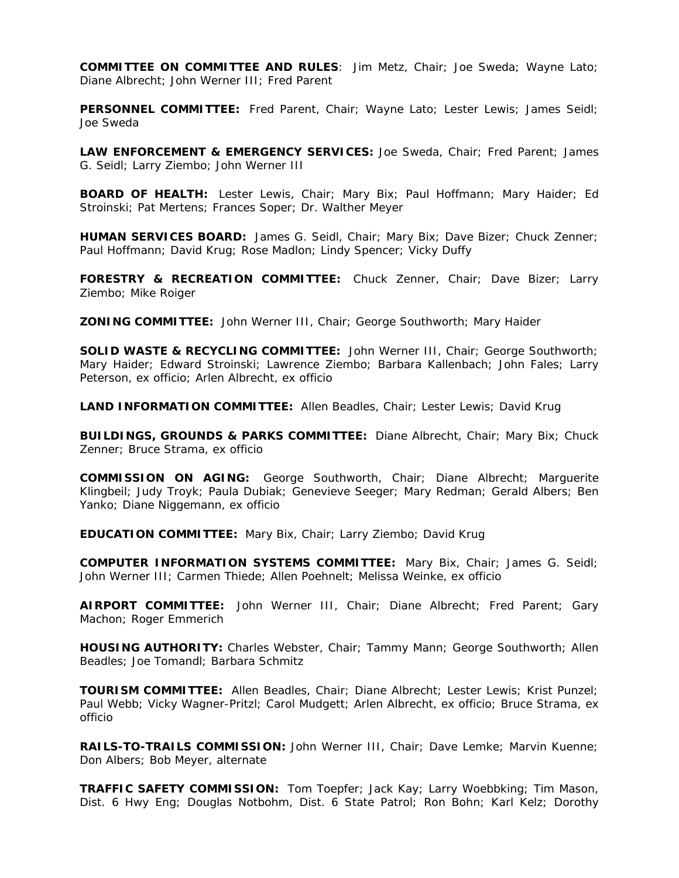**COMMITTEE ON COMMITTEE AND RULES**: Jim Metz, Chair; Joe Sweda; Wayne Lato; Diane Albrecht; John Werner III; Fred Parent

**PERSONNEL COMMITTEE:** Fred Parent, Chair; Wayne Lato; Lester Lewis; James Seidl; Joe Sweda

**LAW ENFORCEMENT & EMERGENCY SERVICES:** Joe Sweda, Chair; Fred Parent; James G. Seidl; Larry Ziembo; John Werner III

**BOARD OF HEALTH:** Lester Lewis, Chair; Mary Bix; Paul Hoffmann; Mary Haider; Ed Stroinski; Pat Mertens; Frances Soper; Dr. Walther Meyer

**HUMAN SERVICES BOARD:** James G. Seidl, Chair; Mary Bix; Dave Bizer; Chuck Zenner; Paul Hoffmann; David Krug; Rose Madlon; Lindy Spencer; Vicky Duffy

**FORESTRY & RECREATION COMMITTEE:** Chuck Zenner, Chair; Dave Bizer; Larry Ziembo; Mike Roiger

**ZONING COMMITTEE:** John Werner III, Chair; George Southworth; Mary Haider

**SOLID WASTE & RECYCLING COMMITTEE:** John Werner III, Chair; George Southworth; Mary Haider; Edward Stroinski; Lawrence Ziembo; Barbara Kallenbach; John Fales; Larry Peterson, ex officio; Arlen Albrecht, ex officio

**LAND INFORMATION COMMITTEE:** Allen Beadles, Chair; Lester Lewis; David Krug

**BUILDINGS, GROUNDS & PARKS COMMITTEE:** Diane Albrecht, Chair; Mary Bix; Chuck Zenner; Bruce Strama, ex officio

**COMMISSION ON AGING:** George Southworth, Chair; Diane Albrecht; Marguerite Klingbeil; Judy Troyk; Paula Dubiak; Genevieve Seeger; Mary Redman; Gerald Albers; Ben Yanko; Diane Niggemann, ex officio

**EDUCATION COMMITTEE:** Mary Bix, Chair; Larry Ziembo; David Krug

**COMPUTER INFORMATION SYSTEMS COMMITTEE:** Mary Bix, Chair; James G. Seidl; John Werner III; Carmen Thiede; Allen Poehnelt; Melissa Weinke, ex officio

**AIRPORT COMMITTEE:** John Werner III, Chair; Diane Albrecht; Fred Parent; Gary Machon; Roger Emmerich

**HOUSING AUTHORITY:** Charles Webster, Chair; Tammy Mann; George Southworth; Allen Beadles; Joe Tomandl; Barbara Schmitz

**TOURISM COMMITTEE:** Allen Beadles, Chair; Diane Albrecht; Lester Lewis; Krist Punzel; Paul Webb; Vicky Wagner-Pritzl; Carol Mudgett; Arlen Albrecht, ex officio; Bruce Strama, ex officio

**RAILS-TO-TRAILS COMMISSION:** John Werner III, Chair; Dave Lemke; Marvin Kuenne; Don Albers; Bob Meyer, alternate

**TRAFFIC SAFETY COMMISSION:** Tom Toepfer; Jack Kay; Larry Woebbking; Tim Mason, Dist. 6 Hwy Eng; Douglas Notbohm, Dist. 6 State Patrol; Ron Bohn; Karl Kelz; Dorothy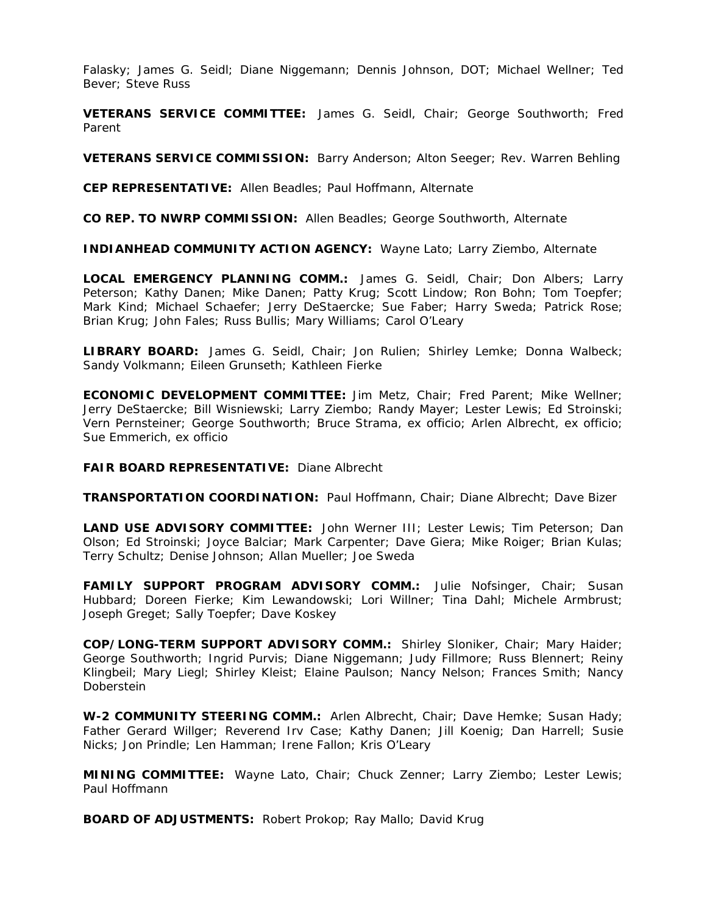Falasky; James G. Seidl; Diane Niggemann; Dennis Johnson, DOT; Michael Wellner; Ted Bever; Steve Russ

**VETERANS SERVICE COMMITTEE:** James G. Seidl, Chair; George Southworth; Fred Parent

**VETERANS SERVICE COMMISSION:** Barry Anderson; Alton Seeger; Rev. Warren Behling

**CEP REPRESENTATIVE:** Allen Beadles; Paul Hoffmann, Alternate

**CO REP. TO NWRP COMMISSION:** Allen Beadles; George Southworth, Alternate

**INDIANHEAD COMMUNITY ACTION AGENCY:** Wayne Lato; Larry Ziembo, Alternate

**LOCAL EMERGENCY PLANNING COMM.:** James G. Seidl, Chair; Don Albers; Larry Peterson; Kathy Danen; Mike Danen; Patty Krug; Scott Lindow; Ron Bohn; Tom Toepfer; Mark Kind; Michael Schaefer; Jerry DeStaercke; Sue Faber; Harry Sweda; Patrick Rose; Brian Krug; John Fales; Russ Bullis; Mary Williams; Carol O'Leary

**LIBRARY BOARD:** James G. Seidl, Chair; Jon Rulien; Shirley Lemke; Donna Walbeck; Sandy Volkmann; Eileen Grunseth; Kathleen Fierke

**ECONOMIC DEVELOPMENT COMMITTEE:** Jim Metz, Chair; Fred Parent; Mike Wellner; Jerry DeStaercke; Bill Wisniewski; Larry Ziembo; Randy Mayer; Lester Lewis; Ed Stroinski; Vern Pernsteiner; George Southworth; Bruce Strama, ex officio; Arlen Albrecht, ex officio; Sue Emmerich, ex officio

**FAIR BOARD REPRESENTATIVE:** Diane Albrecht

**TRANSPORTATION COORDINATION:** Paul Hoffmann, Chair; Diane Albrecht; Dave Bizer

**LAND USE ADVISORY COMMITTEE:** John Werner III; Lester Lewis; Tim Peterson; Dan Olson; Ed Stroinski; Joyce Balciar; Mark Carpenter; Dave Giera; Mike Roiger; Brian Kulas; Terry Schultz; Denise Johnson; Allan Mueller; Joe Sweda

**FAMILY SUPPORT PROGRAM ADVISORY COMM.:** Julie Nofsinger, Chair; Susan Hubbard; Doreen Fierke; Kim Lewandowski; Lori Willner; Tina Dahl; Michele Armbrust; Joseph Greget; Sally Toepfer; Dave Koskey

**COP/LONG-TERM SUPPORT ADVISORY COMM.:** Shirley Sloniker, Chair; Mary Haider; George Southworth; Ingrid Purvis; Diane Niggemann; Judy Fillmore; Russ Blennert; Reiny Klingbeil; Mary Liegl; Shirley Kleist; Elaine Paulson; Nancy Nelson; Frances Smith; Nancy Doberstein

**W-2 COMMUNITY STEERING COMM.:** Arlen Albrecht, Chair; Dave Hemke; Susan Hady; Father Gerard Willger; Reverend Irv Case; Kathy Danen; Jill Koenig; Dan Harrell; Susie Nicks; Jon Prindle; Len Hamman; Irene Fallon; Kris O'Leary

**MINING COMMITTEE:** Wayne Lato, Chair; Chuck Zenner; Larry Ziembo; Lester Lewis; Paul Hoffmann

**BOARD OF ADJUSTMENTS:** Robert Prokop; Ray Mallo; David Krug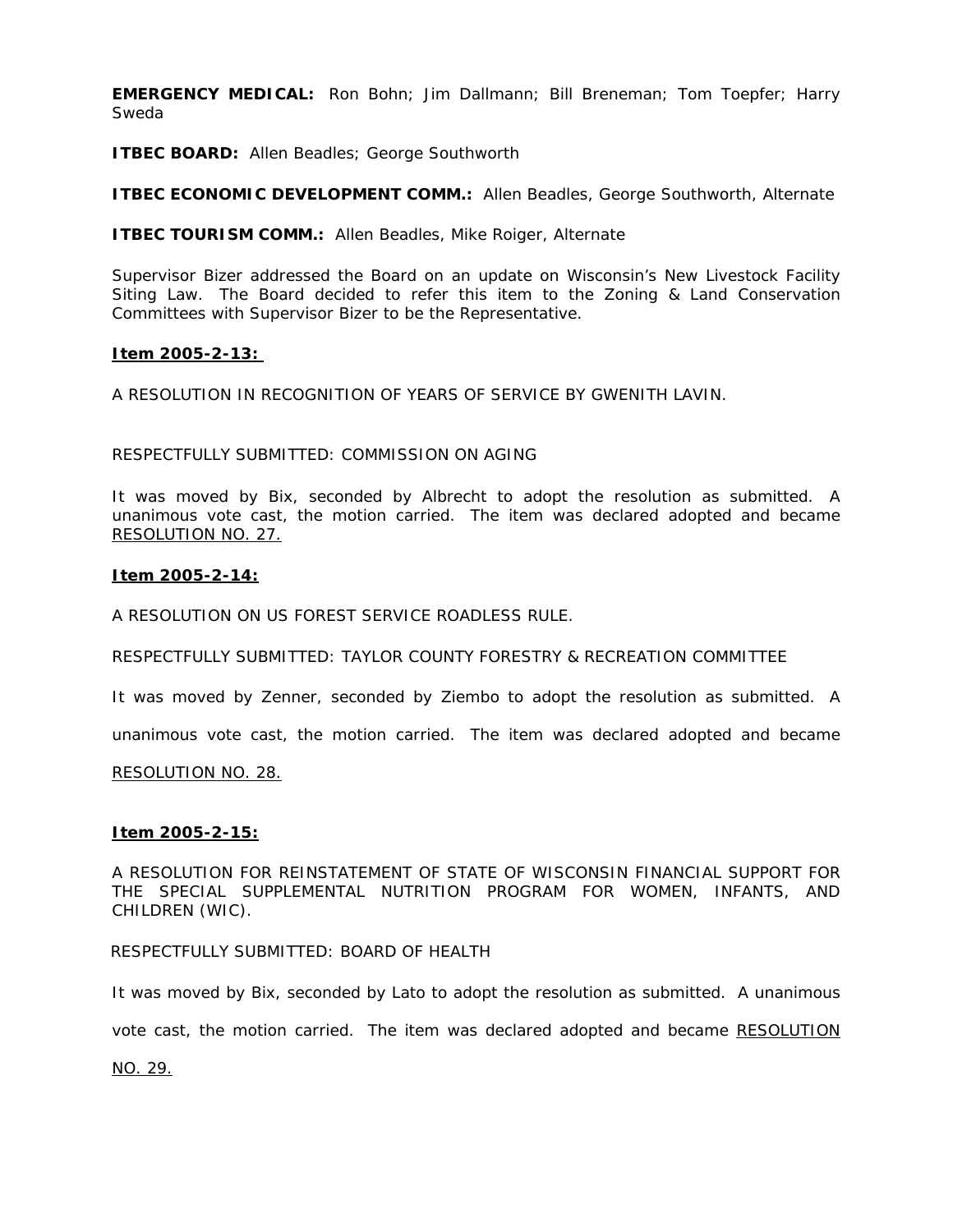**EMERGENCY MEDICAL:** Ron Bohn; Jim Dallmann; Bill Breneman; Tom Toepfer; Harry Sweda

**ITBEC BOARD:** Allen Beadles; George Southworth

**ITBEC ECONOMIC DEVELOPMENT COMM.:** Allen Beadles, George Southworth, Alternate

**ITBEC TOURISM COMM.:** Allen Beadles, Mike Roiger, Alternate

Supervisor Bizer addressed the Board on an update on Wisconsin's New Livestock Facility Siting Law. The Board decided to refer this item to the Zoning & Land Conservation Committees with Supervisor Bizer to be the Representative.

**Item 2005-2-13:**

A RESOLUTION IN RECOGNITION OF YEARS OF SERVICE BY GWENITH LAVIN.

RESPECTFULLY SUBMITTED: COMMISSION ON AGING

It was moved by Bix, seconded by Albrecht to adopt the resolution as submitted. A unanimous vote cast, the motion carried. The item was declared adopted and became RESOLUTION NO. 27.

**Item 2005-2-14:**

A RESOLUTION ON US FOREST SERVICE ROADLESS RULE.

RESPECTFULLY SUBMITTED: TAYLOR COUNTY FORESTRY & RECREATION COMMITTEE

It was moved by Zenner, seconded by Ziembo to adopt the resolution as submitted. A unanimous vote cast, the motion carried. The item was declared adopted and became RESOLUTION NO. 28.

**Item 2005-2-15:**

A RESOLUTION FOR REINSTATEMENT OF STATE OF WISCONSIN FINANCIAL SUPPORT FOR THE SPECIAL SUPPLEMENTAL NUTRITION PROGRAM FOR WOMEN, INFANTS, AND CHILDREN (WIC).

RESPECTFULLY SUBMITTED: BOARD OF HEALTH

It was moved by Bix, seconded by Lato to adopt the resolution as submitted. A unanimous vote cast, the motion carried. The item was declared adopted and became RESOLUTION NO. 29.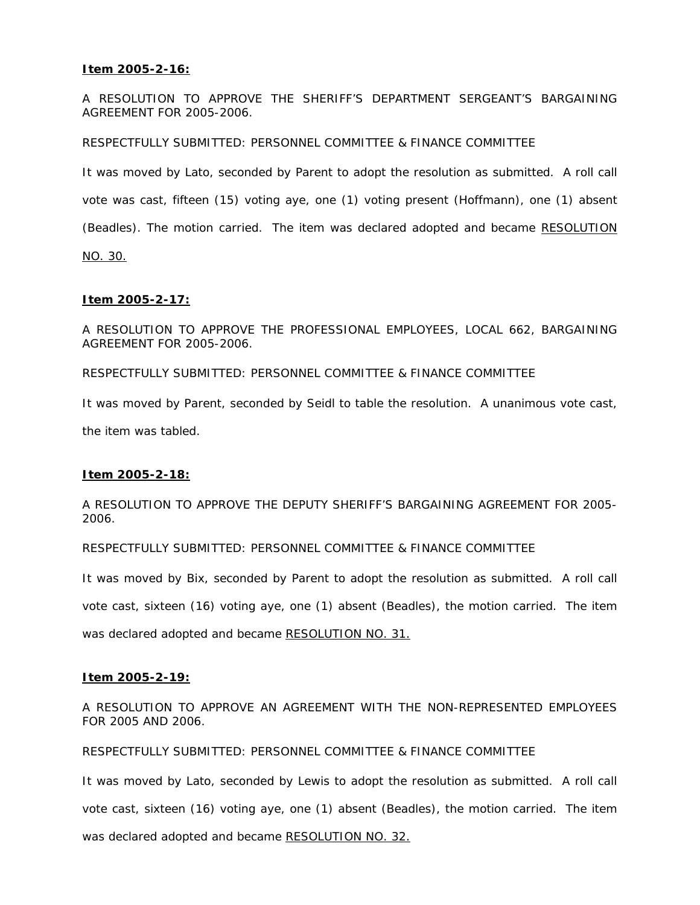**Item 2005-2-16:**

A RESOLUTION TO APPROVE THE SHERIFF'S DEPARTMENT SERGEANT'S BARGAINING AGREEMENT FOR 2005-2006.

RESPECTFULLY SUBMITTED: PERSONNEL COMMITTEE & FINANCE COMMITTEE

It was moved by Lato, seconded by Parent to adopt the resolution as submitted. A roll call vote was cast, fifteen (15) voting aye, one (1) voting present (Hoffmann), one (1) absent (Beadles). The motion carried. The item was declared adopted and became RESOLUTION NO. 30.

**Item 2005-2-17:**

A RESOLUTION TO APPROVE THE PROFESSIONAL EMPLOYEES, LOCAL 662, BARGAINING AGREEMENT FOR 2005-2006.

RESPECTFULLY SUBMITTED: PERSONNEL COMMITTEE & FINANCE COMMITTEE

It was moved by Parent, seconded by Seidl to table the resolution. A unanimous vote cast, the item was tabled.

**Item 2005-2-18:**

A RESOLUTION TO APPROVE THE DEPUTY SHERIFF'S BARGAINING AGREEMENT FOR 2005-2006.

RESPECTFULLY SUBMITTED: PERSONNEL COMMITTEE & FINANCE COMMITTEE

It was moved by Bix, seconded by Parent to adopt the resolution as submitted. A roll call vote cast, sixteen (16) voting aye, one (1) absent (Beadles), the motion carried. The item was declared adopted and became RESOLUTION NO. 31.

**Item 2005-2-19:**

A RESOLUTION TO APPROVE AN AGREEMENT WITH THE NON-REPRESENTED EMPLOYEES FOR 2005 AND 2006.

RESPECTFULLY SUBMITTED: PERSONNEL COMMITTEE & FINANCE COMMITTEE

It was moved by Lato, seconded by Lewis to adopt the resolution as submitted. A roll call vote cast, sixteen (16) voting aye, one (1) absent (Beadles), the motion carried. The item was declared adopted and became RESOLUTION NO. 32.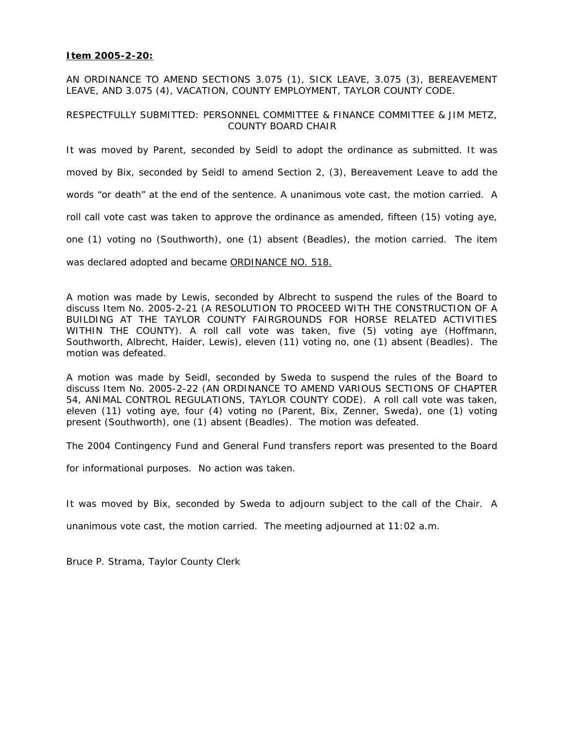**Item 2005-2-20:**

AN ORDINANCE TO AMEND SECTIONS 3.075 (1), SICK LEAVE, 3.075 (3), BEREAVEMENT LEAVE, AND 3.075 (4), VACATION, COUNTY EMPLOYMENT, TAYLOR COUNTY CODE.

RESPECTFULLY SUBMITTED: PERSONNEL COMMITTEE & FINANCE COMMITTEE & JIM METZ, COUNTY BOARD CHAIR

It was moved by Parent, seconded by Seidl to adopt the ordinance as submitted. It was moved by Bix, seconded by Seidl to amend Section 2, (3), Bereavement Leave to add the words "or death" at the end of the sentence. A unanimous vote cast, the motion carried. A roll call vote cast was taken to approve the ordinance as amended, fifteen (15) voting aye, one (1) voting no (Southworth), one (1) absent (Beadles), the motion carried. The item was declared adopted and became ORDINANCE NO. 518.

A motion was made by Lewis, seconded by Albrecht to suspend the rules of the Board to discuss Item No. 2005-2-21 (A RESOLUTION TO PROCEED WITH THE CONSTRUCTION OF A BUILDING AT THE TAYLOR COUNTY FAIRGROUNDS FOR HORSE RELATED ACTIVITIES WITHIN THE COUNTY). A roll call vote was taken, five (5) voting aye (Hoffmann, Southworth, Albrecht, Haider, Lewis), eleven (11) voting no, one (1) absent (Beadles). The motion was defeated.

A motion was made by Seidl, seconded by Sweda to suspend the rules of the Board to discuss Item No. 2005-2-22 (AN ORDINANCE TO AMEND VARIOUS SECTIONS OF CHAPTER 54, ANIMAL CONTROL REGULATIONS, TAYLOR COUNTY CODE). A roll call vote was taken, eleven (11) voting aye, four (4) voting no (Parent, Bix, Zenner, Sweda), one (1) voting present (Southworth), one (1) absent (Beadles). The motion was defeated.

The 2004 Contingency Fund and General Fund transfers report was presented to the Board for informational purposes. No action was taken.

It was moved by Bix, seconded by Sweda to adjourn subject to the call of the Chair. A unanimous vote cast, the motion carried. The meeting adjourned at 11:02 a.m.

Bruce P. Strama, Taylor County Clerk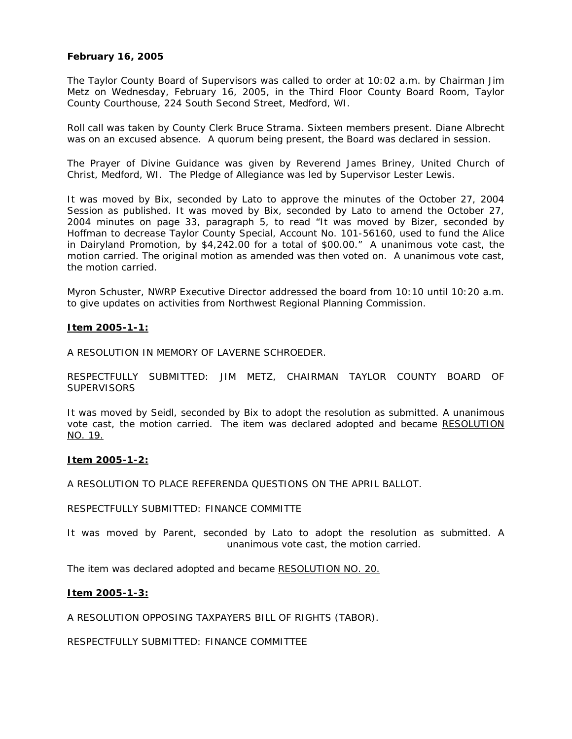**February 16, 2005**

The Taylor County Board of Supervisors was called to order at 10:02 a.m. by Chairman Jim Metz on Wednesday, February 16, 2005, in the Third Floor County Board Room, Taylor County Courthouse, 224 South Second Street, Medford, WI.

Roll call was taken by County Clerk Bruce Strama. Sixteen members present. Diane Albrecht was on an excused absence. A quorum being present, the Board was declared in session.

The Prayer of Divine Guidance was given by Reverend James Briney, United Church of Christ, Medford, WI. The Pledge of Allegiance was led by Supervisor Lester Lewis.

It was moved by Bix, seconded by Lato to approve the minutes of the October 27, 2004 Session as published. It was moved by Bix, seconded by Lato to amend the October 27, 2004 minutes on page 33, paragraph 5, to read "It was moved by Bizer, seconded by Hoffman to decrease Taylor County Special, Account No. 101-56160, used to fund the Alice in Dairyland Promotion, by $4,242.00 for a total of $00.00." A unanimous vote cast, the motion carried. The original motion as amended was then voted on. A unanimous vote cast, the motion carried.

Myron Schuster, NWRP Executive Director addressed the board from 10:10 until 10:20 a.m. to give updates on activities from Northwest Regional Planning Commission.

**Item 2005-1-1:**

A RESOLUTION IN MEMORY OF LAVERNE SCHROEDER.

RESPECTFULLY SUBMITTED: JIM METZ, CHAIRMAN TAYLOR COUNTY BOARD OF SUPERVISORS

It was moved by Seidl, seconded by Bix to adopt the resolution as submitted. A unanimous vote cast, the motion carried. The item was declared adopted and became RESOLUTION NO. 19.

**Item 2005-1-2:**

A RESOLUTION TO PLACE REFERENDA QUESTIONS ON THE APRIL BALLOT.

RESPECTFULLY SUBMITTED: FINANCE COMMITTE

It was moved by Parent, seconded by Lato to adopt the resolution as submitted. A unanimous vote cast, the motion carried.

The item was declared adopted and became RESOLUTION NO. 20.

**Item 2005-1-3:**

A RESOLUTION OPPOSING TAXPAYERS BILL OF RIGHTS (TABOR).

RESPECTFULLY SUBMITTED: FINANCE COMMITTEE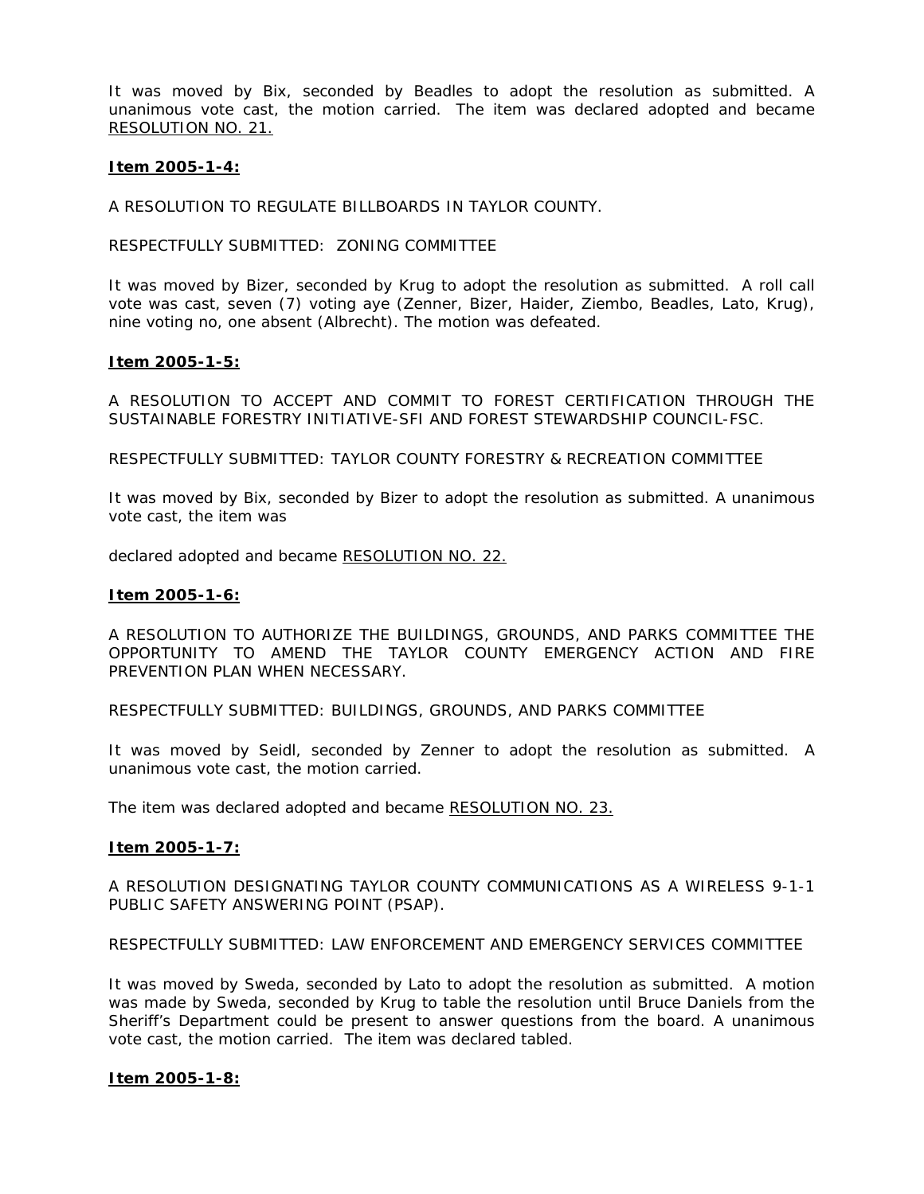It was moved by Bix, seconded by Beadles to adopt the resolution as submitted. A unanimous vote cast, the motion carried. The item was declared adopted and became RESOLUTION NO. 21.

**Item 2005-1-4:**

A RESOLUTION TO REGULATE BILLBOARDS IN TAYLOR COUNTY.

RESPECTFULLY SUBMITTED: ZONING COMMITTEE

It was moved by Bizer, seconded by Krug to adopt the resolution as submitted. A roll call vote was cast, seven (7) voting aye (Zenner, Bizer, Haider, Ziembo, Beadles, Lato, Krug), nine voting no, one absent (Albrecht). The motion was defeated.

**Item 2005-1-5:**

A RESOLUTION TO ACCEPT AND COMMIT TO FOREST CERTIFICATION THROUGH THE SUSTAINABLE FORESTRY INITIATIVE-SFI AND FOREST STEWARDSHIP COUNCIL-FSC.

RESPECTFULLY SUBMITTED: TAYLOR COUNTY FORESTRY & RECREATION COMMITTEE

It was moved by Bix, seconded by Bizer to adopt the resolution as submitted. A unanimous vote cast, the item was

declared adopted and became RESOLUTION NO. 22.

**Item 2005-1-6:**

A RESOLUTION TO AUTHORIZE THE BUILDINGS, GROUNDS, AND PARKS COMMITTEE THE OPPORTUNITY TO AMEND THE TAYLOR COUNTY EMERGENCY ACTION AND FIRE PREVENTION PLAN WHEN NECESSARY.

RESPECTFULLY SUBMITTED: BUILDINGS, GROUNDS, AND PARKS COMMITTEE

It was moved by Seidl, seconded by Zenner to adopt the resolution as submitted. A unanimous vote cast, the motion carried.

The item was declared adopted and became RESOLUTION NO. 23.

**Item 2005-1-7:**

A RESOLUTION DESIGNATING TAYLOR COUNTY COMMUNICATIONS AS A WIRELESS 9-1-1 PUBLIC SAFETY ANSWERING POINT (PSAP).

RESPECTFULLY SUBMITTED: LAW ENFORCEMENT AND EMERGENCY SERVICES COMMITTEE

It was moved by Sweda, seconded by Lato to adopt the resolution as submitted. A motion was made by Sweda, seconded by Krug to table the resolution until Bruce Daniels from the Sheriff's Department could be present to answer questions from the board. A unanimous vote cast, the motion carried. The item was declared tabled.

**Item 2005-1-8:**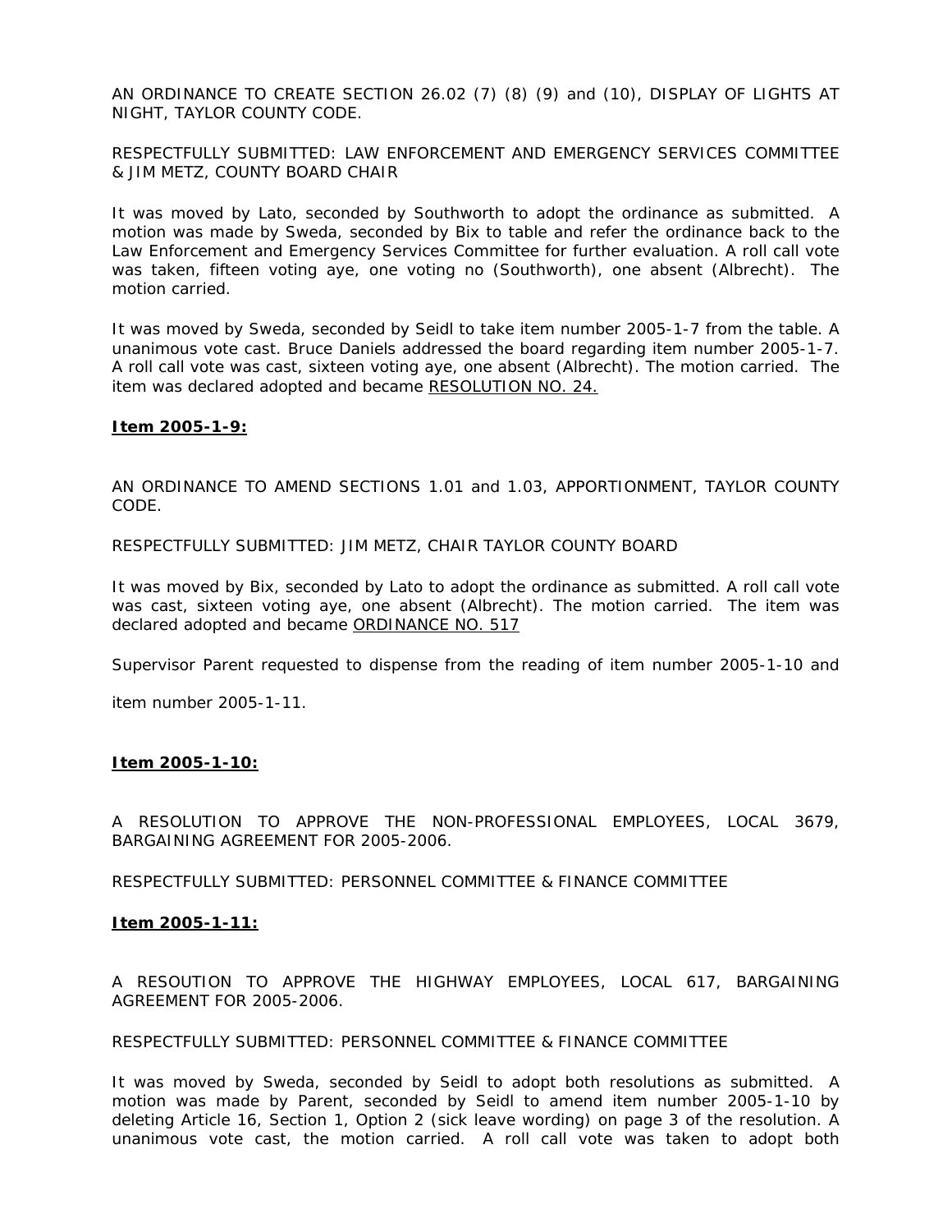AN ORDINANCE TO CREATE SECTION 26.02 (7) (8) (9) and (10), DISPLAY OF LIGHTS AT NIGHT, TAYLOR COUNTY CODE.

RESPECTFULLY SUBMITTED: LAW ENFORCEMENT AND EMERGENCY SERVICES COMMITTEE & JIM METZ, COUNTY BOARD CHAIR

It was moved by Lato, seconded by Southworth to adopt the ordinance as submitted. A motion was made by Sweda, seconded by Bix to table and refer the ordinance back to the Law Enforcement and Emergency Services Committee for further evaluation. A roll call vote was taken, fifteen voting aye, one voting no (Southworth), one absent (Albrecht). The motion carried.

It was moved by Sweda, seconded by Seidl to take item number 2005-1-7 from the table. A unanimous vote cast. Bruce Daniels addressed the board regarding item number 2005-1-7. A roll call vote was cast, sixteen voting aye, one absent (Albrecht). The motion carried. The item was declared adopted and became RESOLUTION NO. 24.

**Item 2005-1-9:**

AN ORDINANCE TO AMEND SECTIONS 1.01 and 1.03, APPORTIONMENT, TAYLOR COUNTY CODE.

RESPECTFULLY SUBMITTED: JIM METZ, CHAIR TAYLOR COUNTY BOARD

It was moved by Bix, seconded by Lato to adopt the ordinance as submitted. A roll call vote was cast, sixteen voting aye, one absent (Albrecht). The motion carried. The item was declared adopted and became ORDINANCE NO. 517

Supervisor Parent requested to dispense from the reading of item number 2005-1-10 and

item number 2005-1-11.

**Item 2005-1-10:**

A RESOLUTION TO APPROVE THE NON-PROFESSIONAL EMPLOYEES, LOCAL 3679, BARGAINING AGREEMENT FOR 2005-2006.

RESPECTFULLY SUBMITTED: PERSONNEL COMMITTEE & FINANCE COMMITTEE

**Item 2005-1-11:**

A RESOUTION TO APPROVE THE HIGHWAY EMPLOYEES, LOCAL 617, BARGAINING AGREEMENT FOR 2005-2006.

RESPECTFULLY SUBMITTED: PERSONNEL COMMITTEE & FINANCE COMMITTEE

It was moved by Sweda, seconded by Seidl to adopt both resolutions as submitted. A motion was made by Parent, seconded by Seidl to amend item number 2005-1-10 by deleting Article 16, Section 1, Option 2 (sick leave wording) on page 3 of the resolution. A unanimous vote cast, the motion carried. A roll call vote was taken to adopt both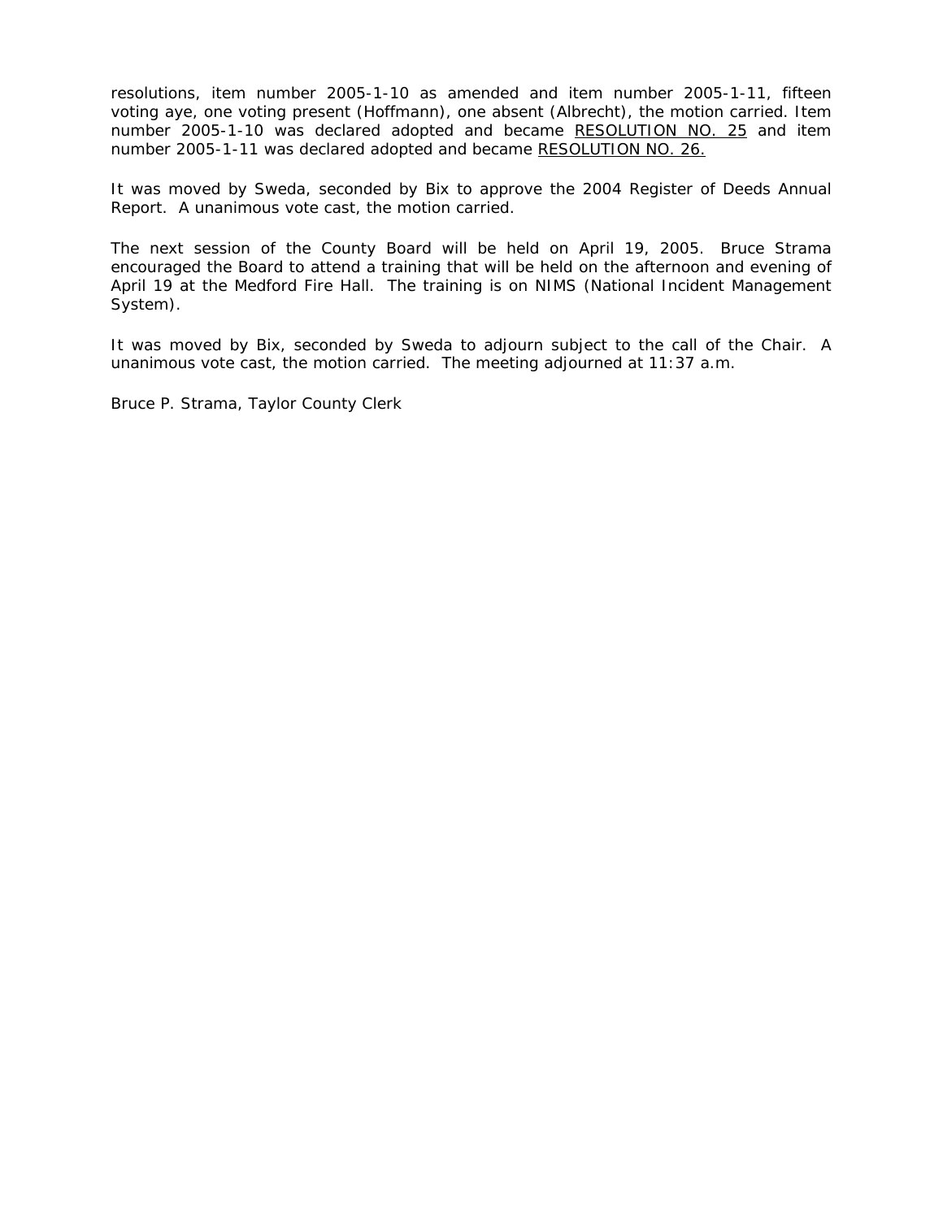resolutions, item number 2005-1-10 as amended and item number 2005-1-11, fifteen voting aye, one voting present (Hoffmann), one absent (Albrecht), the motion carried. Item number 2005-1-10 was declared adopted and became RESOLUTION NO. 25 and item number 2005-1-11 was declared adopted and became RESOLUTION NO. 26.

It was moved by Sweda, seconded by Bix to approve the 2004 Register of Deeds Annual Report. A unanimous vote cast, the motion carried.

The next session of the County Board will be held on April 19, 2005. Bruce Strama encouraged the Board to attend a training that will be held on the afternoon and evening of April 19 at the Medford Fire Hall. The training is on NIMS (National Incident Management System).

It was moved by Bix, seconded by Sweda to adjourn subject to the call of the Chair. A unanimous vote cast, the motion carried. The meeting adjourned at 11:37 a.m.

Bruce P. Strama, Taylor County Clerk